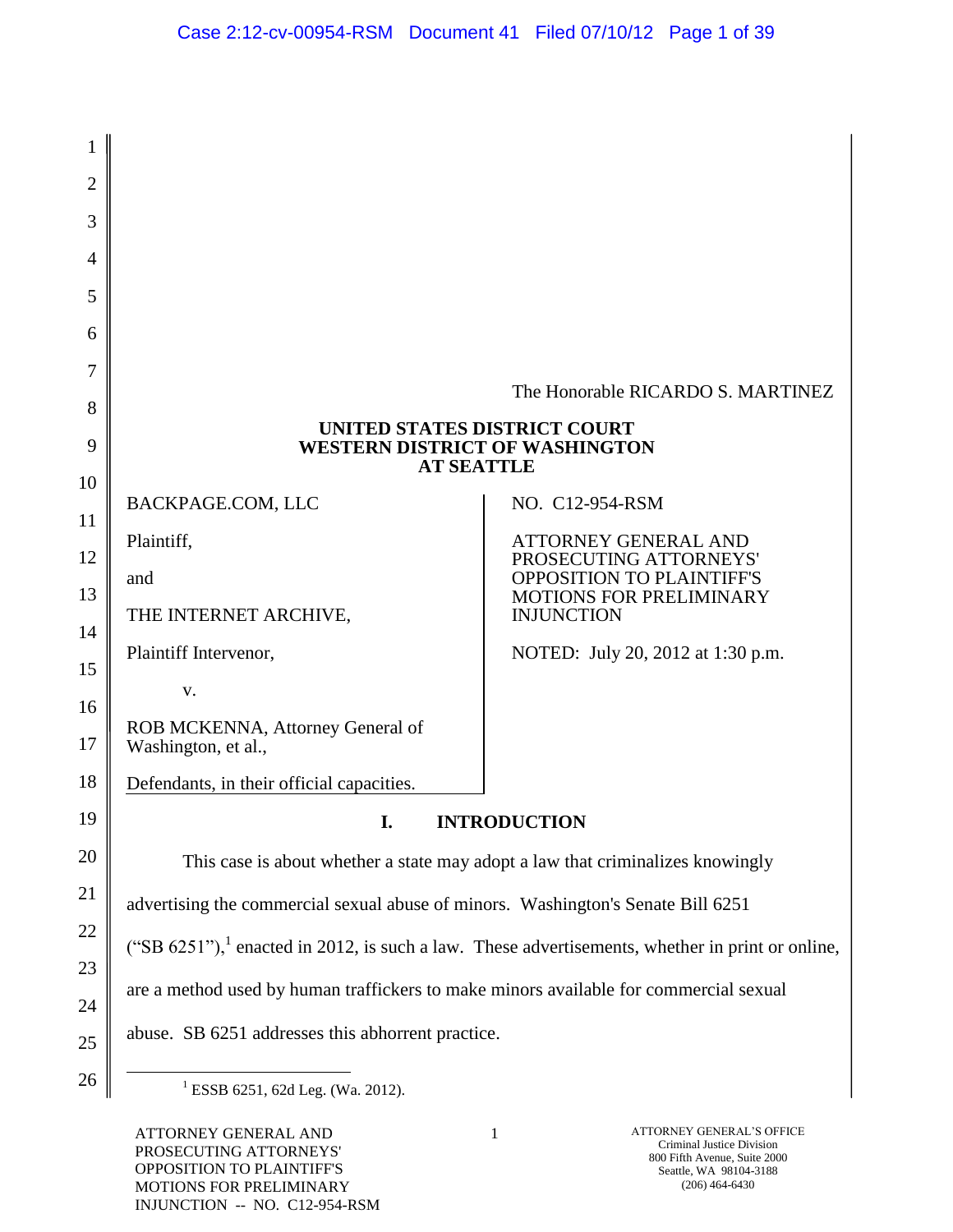The Honorable RICARDO S. MARTINEZ

**UNITED STATES DISTRICT COURT**
**WESTERN DISTRICT OF WASHINGTON**
**AT SEATTLE**

| | |
|---|---|
| BACKPAGE.COM, LLC<br><br>Plaintiff,<br><br>and<br><br>THE INTERNET ARCHIVE,<br><br>Plaintiff Intervenor,<br><br>v.<br><br>ROB MCKENNA, Attorney General of Washington, et al.,<br><br>Defendants, in their official capacities. | NO. C12-954-RSM<br><br>ATTORNEY GENERAL AND PROSECUTING ATTORNEYS' OPPOSITION TO PLAINTIFF'S MOTIONS FOR PRELIMINARY INJUNCTION<br><br>NOTED: July 20, 2012 at 1:30 p.m. |

## I. INTRODUCTION

This case is about whether a state may adopt a law that criminalizes knowingly advertising the commercial sexual abuse of minors. Washington's Senate Bill 6251 ("SB 6251"),[1] enacted in 2012, is such a law. These advertisements, whether in print or online, are a method used by human traffickers to make minors available for commercial sexual abuse. SB 6251 addresses this abhorrent practice.

[1] ESSB 6251, 62d Leg. (Wa. 2012).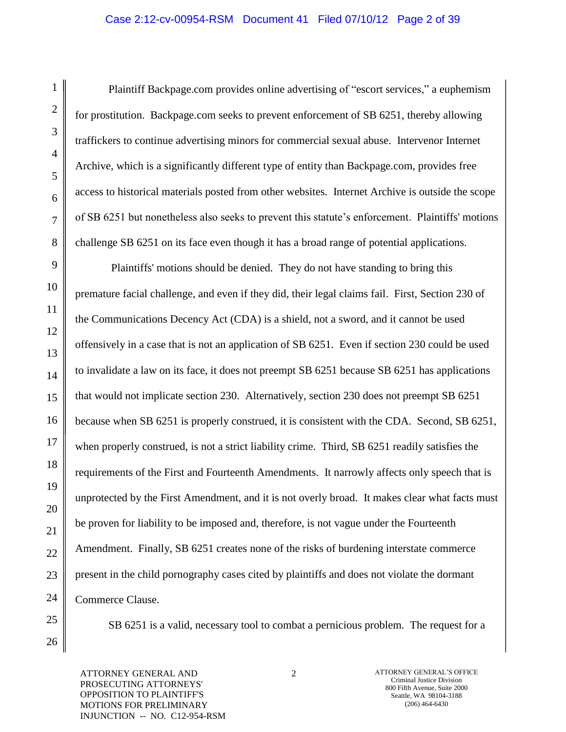Plaintiff Backpage.com provides online advertising of "escort services," a euphemism for prostitution. Backpage.com seeks to prevent enforcement of SB 6251, thereby allowing traffickers to continue advertising minors for commercial sexual abuse. Intervenor Internet Archive, which is a significantly different type of entity than Backpage.com, provides free access to historical materials posted from other websites. Internet Archive is outside the scope of SB 6251 but nonetheless also seeks to prevent this statute's enforcement. Plaintiffs' motions challenge SB 6251 on its face even though it has a broad range of potential applications.

Plaintiffs' motions should be denied. They do not have standing to bring this premature facial challenge, and even if they did, their legal claims fail. First, Section 230 of the Communications Decency Act (CDA) is a shield, not a sword, and it cannot be used offensively in a case that is not an application of SB 6251. Even if section 230 could be used to invalidate a law on its face, it does not preempt SB 6251 because SB 6251 has applications that would not implicate section 230. Alternatively, section 230 does not preempt SB 6251 because when SB 6251 is properly construed, it is consistent with the CDA. Second, SB 6251, when properly construed, is not a strict liability crime. Third, SB 6251 readily satisfies the requirements of the First and Fourteenth Amendments. It narrowly affects only speech that is unprotected by the First Amendment, and it is not overly broad. It makes clear what facts must be proven for liability to be imposed and, therefore, is not vague under the Fourteenth Amendment. Finally, SB 6251 creates none of the risks of burdening interstate commerce present in the child pornography cases cited by plaintiffs and does not violate the dormant Commerce Clause.

SB 6251 is a valid, necessary tool to combat a pernicious problem. The request for a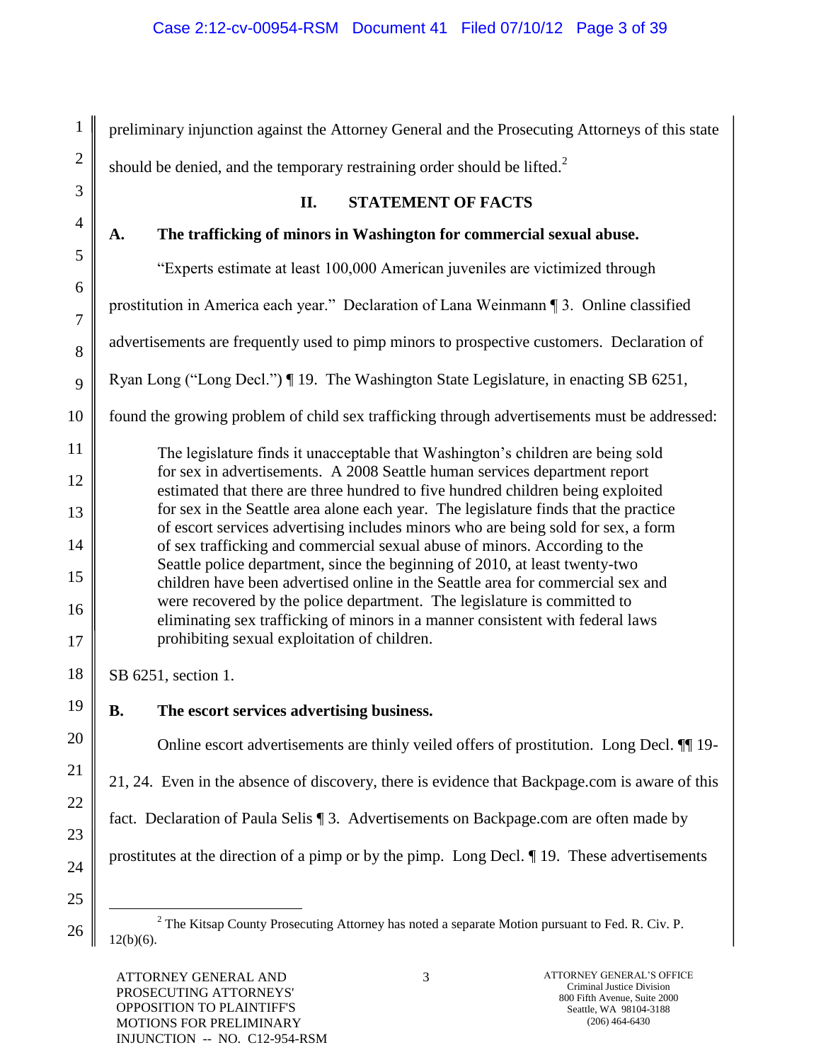preliminary injunction against the Attorney General and the Prosecuting Attorneys of this state should be denied, and the temporary restraining order should be lifted.[2]

## II. STATEMENT OF FACTS

### A. The trafficking of minors in Washington for commercial sexual abuse.

"Experts estimate at least 100,000 American juveniles are victimized through prostitution in America each year." Declaration of Lana Weinmann ¶ 3. Online classified advertisements are frequently used to pimp minors to prospective customers. Declaration of Ryan Long ("Long Decl.") ¶ 19. The Washington State Legislature, in enacting SB 6251, found the growing problem of child sex trafficking through advertisements must be addressed:

> The legislature finds it unacceptable that Washington's children are being sold for sex in advertisements. A 2008 Seattle human services department report estimated that there are three hundred to five hundred children being exploited for sex in the Seattle area alone each year. The legislature finds that the practice of escort services advertising includes minors who are being sold for sex, a form of sex trafficking and commercial sexual abuse of minors. According to the Seattle police department, since the beginning of 2010, at least twenty-two children have been advertised online in the Seattle area for commercial sex and were recovered by the police department. The legislature is committed to eliminating sex trafficking of minors in a manner consistent with federal laws prohibiting sexual exploitation of children.

SB 6251, section 1.

### B. The escort services advertising business.

Online escort advertisements are thinly veiled offers of prostitution. Long Decl. ¶¶ 19-21, 24. Even in the absence of discovery, there is evidence that Backpage.com is aware of this fact. Declaration of Paula Selis ¶ 3. Advertisements on Backpage.com are often made by prostitutes at the direction of a pimp or by the pimp. Long Decl. ¶ 19. These advertisements

---

[2] The Kitsap County Prosecuting Attorney has noted a separate Motion pursuant to Fed. R. Civ. P. 12(b)(6).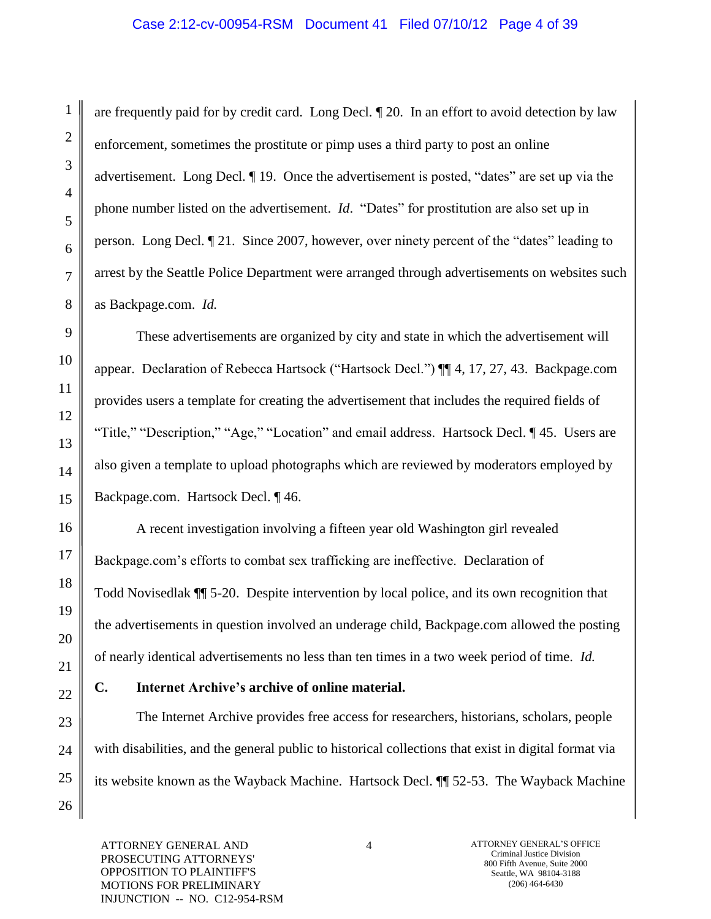are frequently paid for by credit card. Long Decl. ¶ 20. In an effort to avoid detection by law enforcement, sometimes the prostitute or pimp uses a third party to post an online advertisement. Long Decl. ¶ 19. Once the advertisement is posted, "dates" are set up via the phone number listed on the advertisement. *Id*. "Dates" for prostitution are also set up in person. Long Decl. ¶ 21. Since 2007, however, over ninety percent of the "dates" leading to arrest by the Seattle Police Department were arranged through advertisements on websites such as Backpage.com. *Id.*

These advertisements are organized by city and state in which the advertisement will appear. Declaration of Rebecca Hartsock ("Hartsock Decl.") ¶¶ 4, 17, 27, 43. Backpage.com provides users a template for creating the advertisement that includes the required fields of "Title," "Description," "Age," "Location" and email address. Hartsock Decl. ¶ 45. Users are also given a template to upload photographs which are reviewed by moderators employed by Backpage.com. Hartsock Decl. ¶ 46.

A recent investigation involving a fifteen year old Washington girl revealed Backpage.com's efforts to combat sex trafficking are ineffective. Declaration of Todd Novisedlak ¶¶ 5-20. Despite intervention by local police, and its own recognition that the advertisements in question involved an underage child, Backpage.com allowed the posting of nearly identical advertisements no less than ten times in a two week period of time. *Id.*

**C. Internet Archive's archive of online material.**

The Internet Archive provides free access for researchers, historians, scholars, people with disabilities, and the general public to historical collections that exist in digital format via its website known as the Wayback Machine. Hartsock Decl. ¶¶ 52-53. The Wayback Machine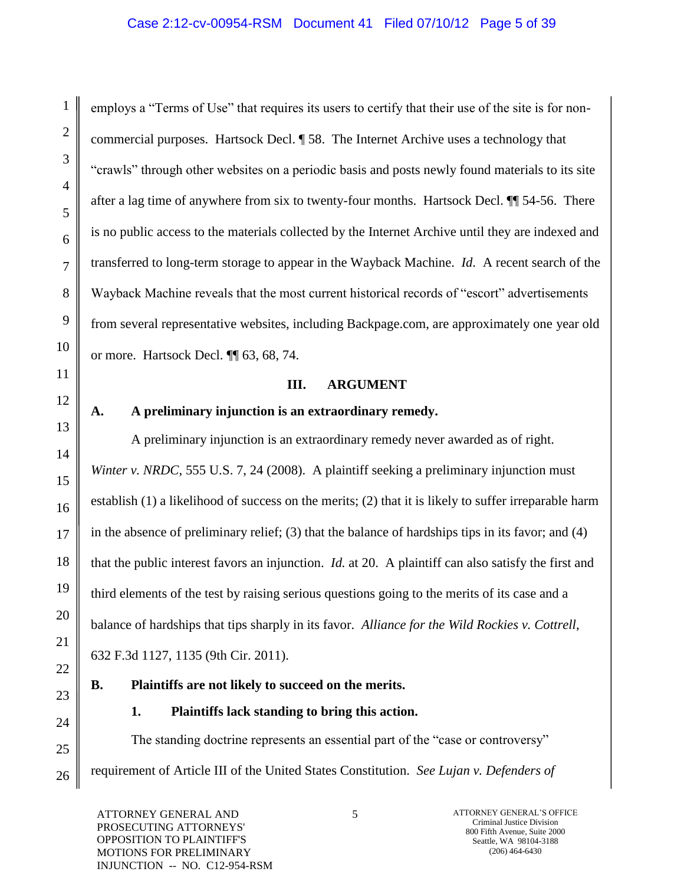employs a "Terms of Use" that requires its users to certify that their use of the site is for non-commercial purposes. Hartsock Decl. ¶ 58. The Internet Archive uses a technology that "crawls" through other websites on a periodic basis and posts newly found materials to its site after a lag time of anywhere from six to twenty-four months. Hartsock Decl. ¶¶ 54-56. There is no public access to the materials collected by the Internet Archive until they are indexed and transferred to long-term storage to appear in the Wayback Machine. *Id.* A recent search of the Wayback Machine reveals that the most current historical records of "escort" advertisements from several representative websites, including Backpage.com, are approximately one year old or more. Hartsock Decl. ¶¶ 63, 68, 74.

## III. ARGUMENT

### A. A preliminary injunction is an extraordinary remedy.

A preliminary injunction is an extraordinary remedy never awarded as of right. *Winter v. NRDC*, 555 U.S. 7, 24 (2008). A plaintiff seeking a preliminary injunction must establish (1) a likelihood of success on the merits; (2) that it is likely to suffer irreparable harm in the absence of preliminary relief; (3) that the balance of hardships tips in its favor; and (4) that the public interest favors an injunction. *Id.* at 20. A plaintiff can also satisfy the first and third elements of the test by raising serious questions going to the merits of its case and a balance of hardships that tips sharply in its favor. *Alliance for the Wild Rockies v. Cottrell*, 632 F.3d 1127, 1135 (9th Cir. 2011).

### B. Plaintiffs are not likely to succeed on the merits.

#### 1. Plaintiffs lack standing to bring this action.

The standing doctrine represents an essential part of the "case or controversy" requirement of Article III of the United States Constitution. *See Lujan v. Defenders of*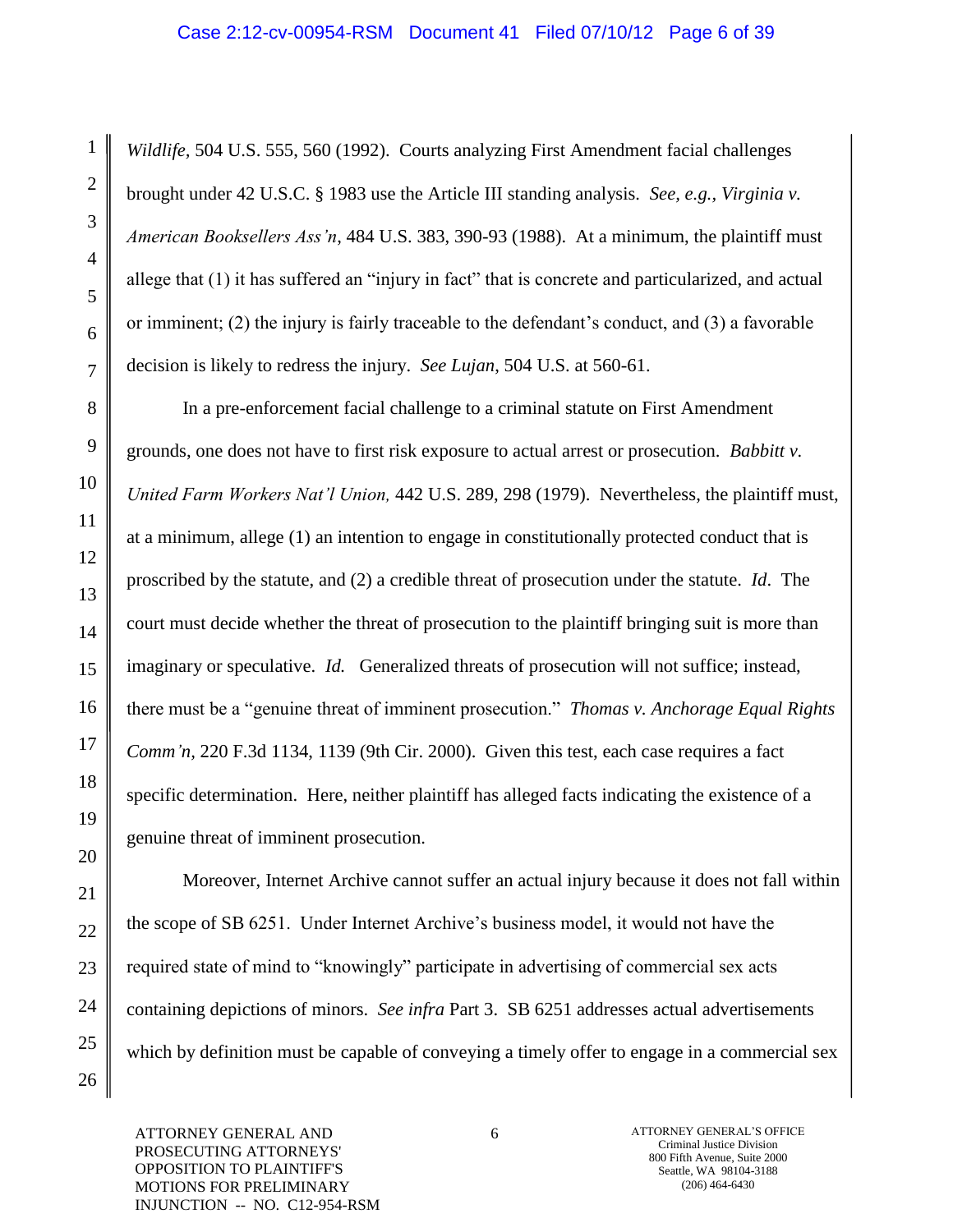*Wildlife,* 504 U.S. 555, 560 (1992). Courts analyzing First Amendment facial challenges brought under 42 U.S.C. § 1983 use the Article III standing analysis. *See, e.g., Virginia v. American Booksellers Ass'n*, 484 U.S. 383, 390-93 (1988). At a minimum, the plaintiff must allege that (1) it has suffered an "injury in fact" that is concrete and particularized, and actual or imminent; (2) the injury is fairly traceable to the defendant's conduct, and (3) a favorable decision is likely to redress the injury. *See Lujan*, 504 U.S. at 560-61.

In a pre-enforcement facial challenge to a criminal statute on First Amendment grounds, one does not have to first risk exposure to actual arrest or prosecution. *Babbitt v. United Farm Workers Nat'l Union,* 442 U.S. 289, 298 (1979). Nevertheless, the plaintiff must, at a minimum, allege (1) an intention to engage in constitutionally protected conduct that is proscribed by the statute, and (2) a credible threat of prosecution under the statute. *Id*. The court must decide whether the threat of prosecution to the plaintiff bringing suit is more than imaginary or speculative. *Id.* Generalized threats of prosecution will not suffice; instead, there must be a "genuine threat of imminent prosecution." *Thomas v. Anchorage Equal Rights Comm'n,* 220 F.3d 1134, 1139 (9th Cir. 2000). Given this test, each case requires a fact specific determination. Here, neither plaintiff has alleged facts indicating the existence of a genuine threat of imminent prosecution.

Moreover, Internet Archive cannot suffer an actual injury because it does not fall within the scope of SB 6251. Under Internet Archive's business model, it would not have the required state of mind to "knowingly" participate in advertising of commercial sex acts containing depictions of minors. *See infra* Part 3. SB 6251 addresses actual advertisements which by definition must be capable of conveying a timely offer to engage in a commercial sex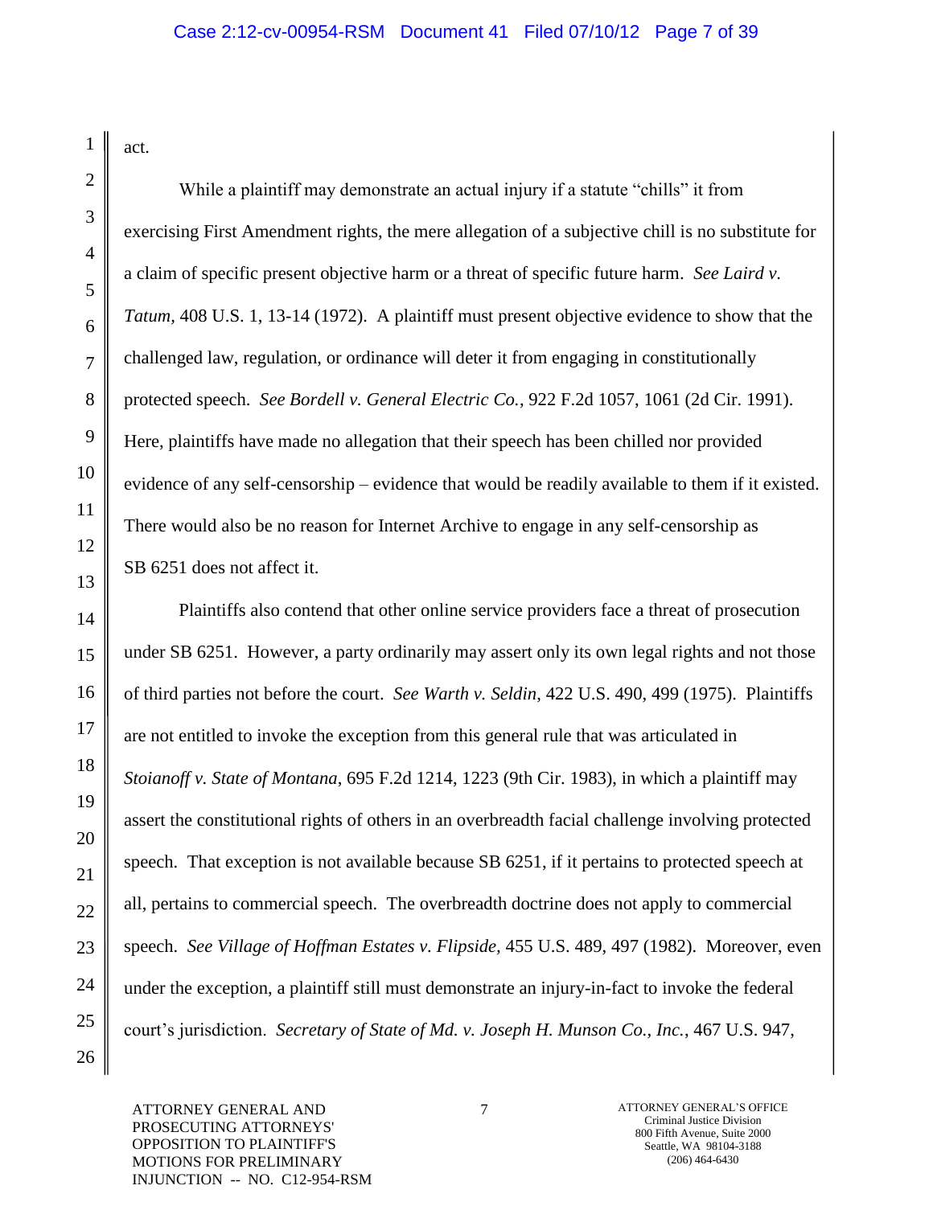act.

While a plaintiff may demonstrate an actual injury if a statute "chills" it from exercising First Amendment rights, the mere allegation of a subjective chill is no substitute for a claim of specific present objective harm or a threat of specific future harm. *See Laird v. Tatum*, 408 U.S. 1, 13-14 (1972). A plaintiff must present objective evidence to show that the challenged law, regulation, or ordinance will deter it from engaging in constitutionally protected speech. *See Bordell v. General Electric Co.*, 922 F.2d 1057, 1061 (2d Cir. 1991). Here, plaintiffs have made no allegation that their speech has been chilled nor provided evidence of any self-censorship – evidence that would be readily available to them if it existed. There would also be no reason for Internet Archive to engage in any self-censorship as SB 6251 does not affect it.

Plaintiffs also contend that other online service providers face a threat of prosecution under SB 6251. However, a party ordinarily may assert only its own legal rights and not those of third parties not before the court. *See Warth v. Seldin*, 422 U.S. 490, 499 (1975). Plaintiffs are not entitled to invoke the exception from this general rule that was articulated in *Stoianoff v. State of Montana*, 695 F.2d 1214, 1223 (9th Cir. 1983), in which a plaintiff may assert the constitutional rights of others in an overbreadth facial challenge involving protected speech. That exception is not available because SB 6251, if it pertains to protected speech at all, pertains to commercial speech. The overbreadth doctrine does not apply to commercial speech. *See Village of Hoffman Estates v. Flipside,* 455 U.S. 489, 497 (1982). Moreover, even under the exception, a plaintiff still must demonstrate an injury-in-fact to invoke the federal court's jurisdiction. *Secretary of State of Md. v. Joseph H. Munson Co., Inc.*, 467 U.S. 947,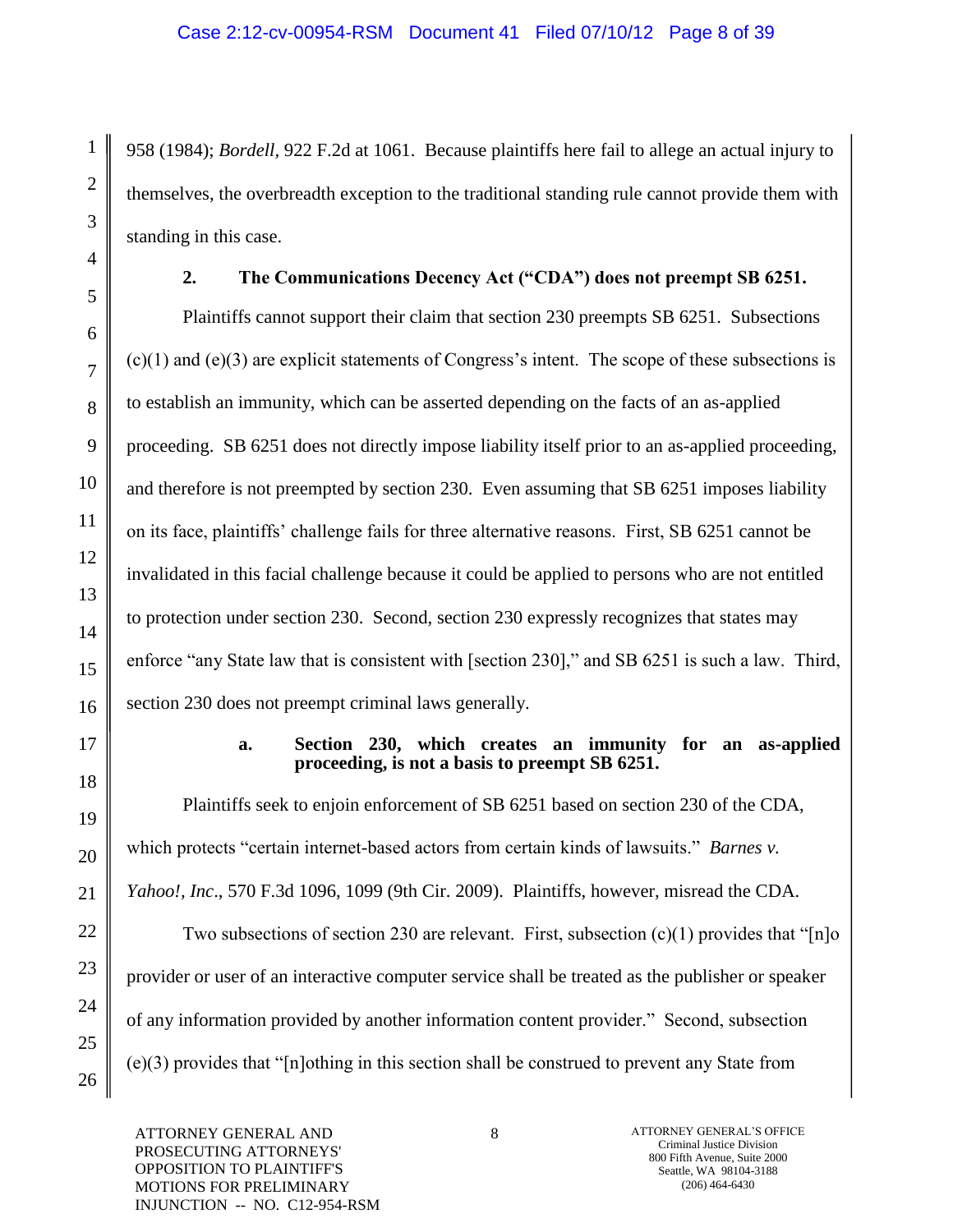958 (1984); *Bordell*, 922 F.2d at 1061. Because plaintiffs here fail to allege an actual injury to themselves, the overbreadth exception to the traditional standing rule cannot provide them with standing in this case.

### 2. The Communications Decency Act ("CDA") does not preempt SB 6251.

Plaintiffs cannot support their claim that section 230 preempts SB 6251. Subsections (c)(1) and (e)(3) are explicit statements of Congress's intent. The scope of these subsections is to establish an immunity, which can be asserted depending on the facts of an as-applied proceeding. SB 6251 does not directly impose liability itself prior to an as-applied proceeding, and therefore is not preempted by section 230. Even assuming that SB 6251 imposes liability on its face, plaintiffs' challenge fails for three alternative reasons. First, SB 6251 cannot be invalidated in this facial challenge because it could be applied to persons who are not entitled to protection under section 230. Second, section 230 expressly recognizes that states may enforce "any State law that is consistent with [section 230]," and SB 6251 is such a law. Third, section 230 does not preempt criminal laws generally.

#### a. Section 230, which creates an immunity for an as-applied proceeding, is not a basis to preempt SB 6251.

Plaintiffs seek to enjoin enforcement of SB 6251 based on section 230 of the CDA, which protects "certain internet-based actors from certain kinds of lawsuits." *Barnes v. Yahoo!, Inc*., 570 F.3d 1096, 1099 (9th Cir. 2009). Plaintiffs, however, misread the CDA.

Two subsections of section 230 are relevant. First, subsection (c)(1) provides that "[n]o provider or user of an interactive computer service shall be treated as the publisher or speaker of any information provided by another information content provider." Second, subsection (e)(3) provides that "[n]othing in this section shall be construed to prevent any State from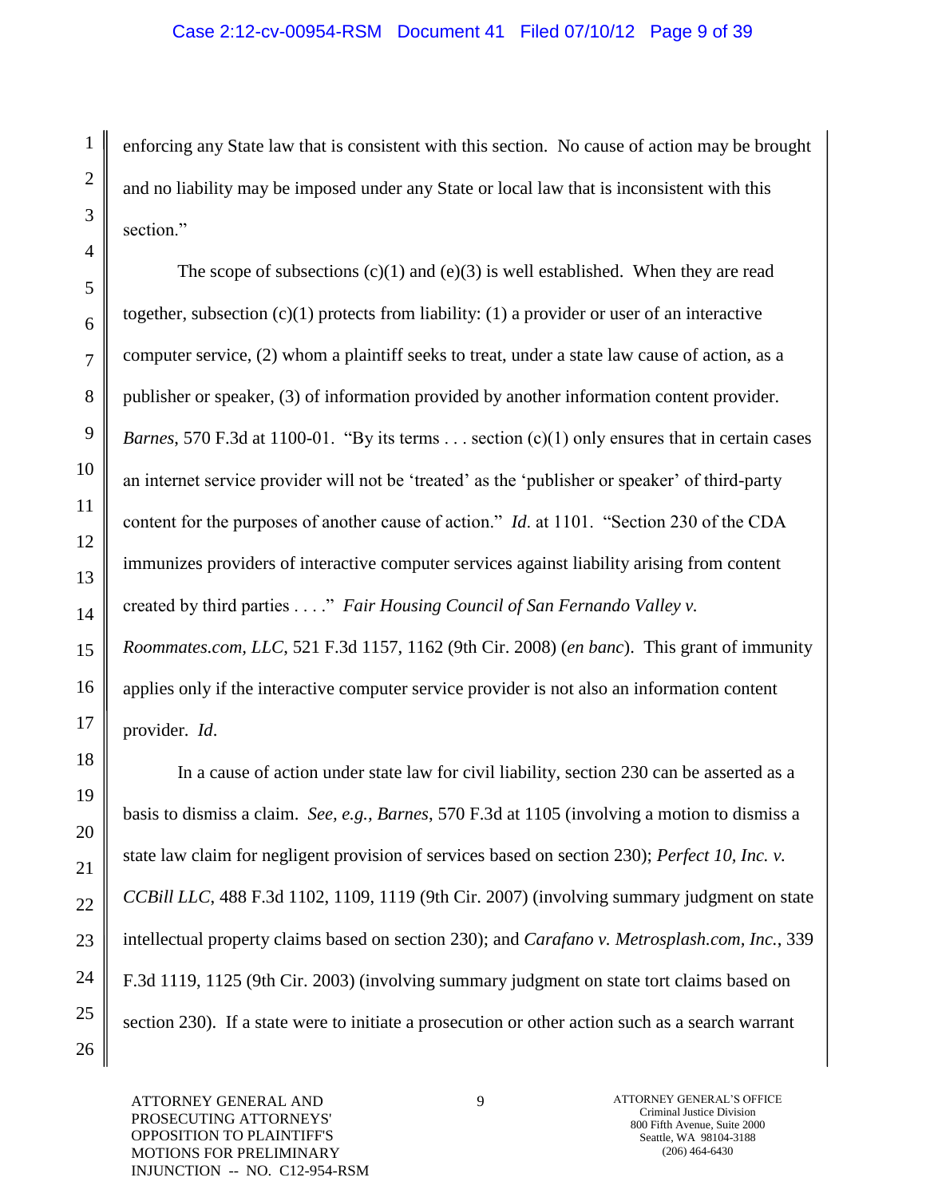enforcing any State law that is consistent with this section. No cause of action may be brought and no liability may be imposed under any State or local law that is inconsistent with this section."

The scope of subsections (c)(1) and (e)(3) is well established. When they are read together, subsection (c)(1) protects from liability: (1) a provider or user of an interactive computer service, (2) whom a plaintiff seeks to treat, under a state law cause of action, as a publisher or speaker, (3) of information provided by another information content provider. *Barnes*, 570 F.3d at 1100-01. "By its terms . . . section (c)(1) only ensures that in certain cases an internet service provider will not be 'treated' as the 'publisher or speaker' of third-party content for the purposes of another cause of action." *Id.* at 1101. "Section 230 of the CDA immunizes providers of interactive computer services against liability arising from content created by third parties . . . ." *Fair Housing Council of San Fernando Valley v. Roommates.com, LLC*, 521 F.3d 1157, 1162 (9th Cir. 2008) (*en banc*). This grant of immunity applies only if the interactive computer service provider is not also an information content provider. *Id.*

In a cause of action under state law for civil liability, section 230 can be asserted as a basis to dismiss a claim. *See, e.g., Barnes*, 570 F.3d at 1105 (involving a motion to dismiss a state law claim for negligent provision of services based on section 230); *Perfect 10, Inc. v. CCBill LLC*, 488 F.3d 1102, 1109, 1119 (9th Cir. 2007) (involving summary judgment on state intellectual property claims based on section 230); and *Carafano v. Metrosplash.com, Inc.*, 339 F.3d 1119, 1125 (9th Cir. 2003) (involving summary judgment on state tort claims based on section 230). If a state were to initiate a prosecution or other action such as a search warrant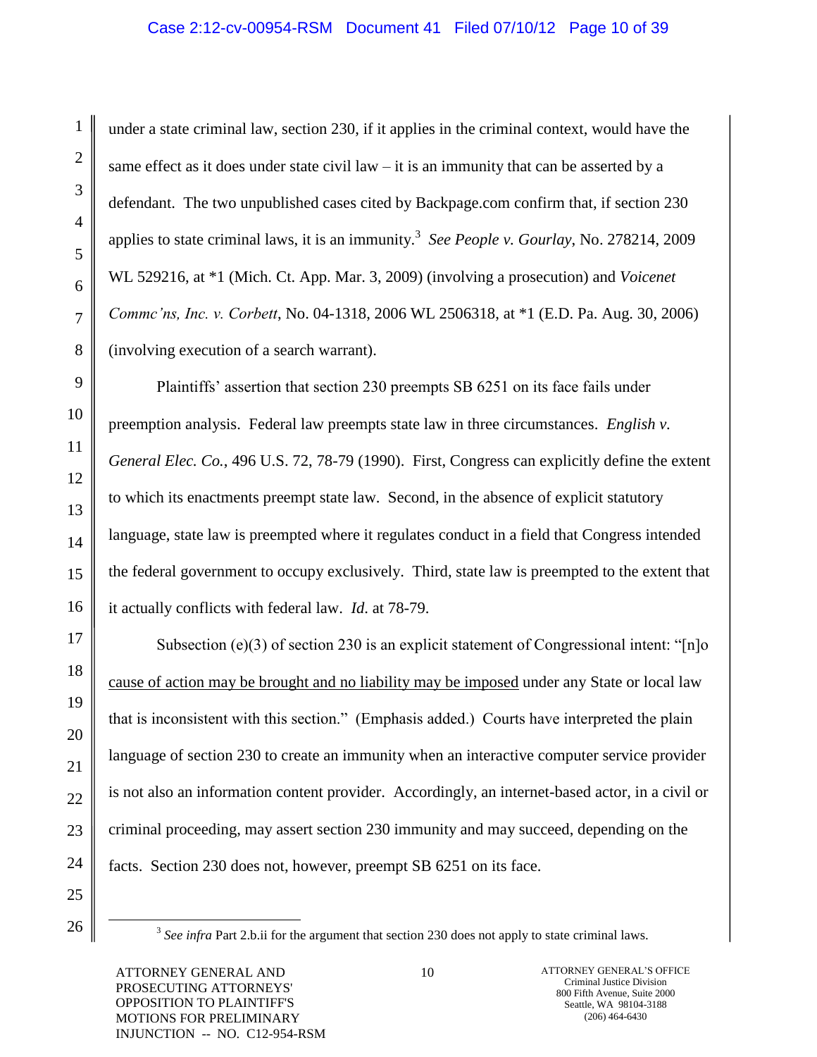under a state criminal law, section 230, if it applies in the criminal context, would have the same effect as it does under state civil law – it is an immunity that can be asserted by a defendant. The two unpublished cases cited by Backpage.com confirm that, if section 230 applies to state criminal laws, it is an immunity.[3] *See People v. Gourlay*, No. 278214, 2009 WL 529216, at *1 (Mich. Ct. App. Mar. 3, 2009) (involving a prosecution) and *Voicenet Commc'ns, Inc. v. Corbett*, No. 04-1318, 2006 WL 2506318, at *1 (E.D. Pa. Aug. 30, 2006) (involving execution of a search warrant).

Plaintiffs' assertion that section 230 preempts SB 6251 on its face fails under preemption analysis. Federal law preempts state law in three circumstances. *English v. General Elec. Co.*, 496 U.S. 72, 78-79 (1990). First, Congress can explicitly define the extent to which its enactments preempt state law. Second, in the absence of explicit statutory language, state law is preempted where it regulates conduct in a field that Congress intended the federal government to occupy exclusively. Third, state law is preempted to the extent that it actually conflicts with federal law. *Id.* at 78-79.

Subsection (e)(3) of section 230 is an explicit statement of Congressional intent: "[n]o <u>cause of action may be brought and no liability may be imposed</u> under any State or local law that is inconsistent with this section." (Emphasis added.) Courts have interpreted the plain language of section 230 to create an immunity when an interactive computer service provider is not also an information content provider. Accordingly, an internet-based actor, in a civil or criminal proceeding, may assert section 230 immunity and may succeed, depending on the facts. Section 230 does not, however, preempt SB 6251 on its face.

---

[3] *See infra* Part 2.b.ii for the argument that section 230 does not apply to state criminal laws.

ATTORNEY GENERAL AND PROSECUTING ATTORNEYS' OPPOSITION TO PLAINTIFF'S MOTIONS FOR PRELIMINARY INJUNCTION -- NO. C12-954-RSM

ATTORNEY GENERAL'S OFFICE
Criminal Justice Division
800 Fifth Avenue, Suite 2000
Seattle, WA 98104-3188
(206) 464-6430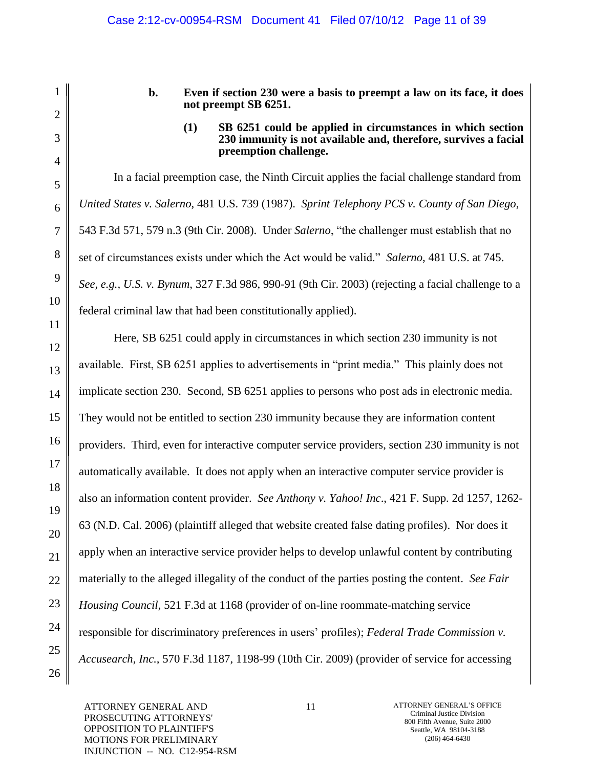**b. Even if section 230 were a basis to preempt a law on its face, it does not preempt SB 6251.**

**(1) SB 6251 could be applied in circumstances in which section 230 immunity is not available and, therefore, survives a facial preemption challenge.**

In a facial preemption case, the Ninth Circuit applies the facial challenge standard from *United States v. Salerno*, 481 U.S. 739 (1987). *Sprint Telephony PCS v. County of San Diego*, 543 F.3d 571, 579 n.3 (9th Cir. 2008). Under *Salerno*, "the challenger must establish that no set of circumstances exists under which the Act would be valid." *Salerno*, 481 U.S. at 745. *See, e.g.*, *U.S. v. Bynum*, 327 F.3d 986, 990-91 (9th Cir. 2003) (rejecting a facial challenge to a federal criminal law that had been constitutionally applied).

Here, SB 6251 could apply in circumstances in which section 230 immunity is not available. First, SB 6251 applies to advertisements in "print media." This plainly does not implicate section 230. Second, SB 6251 applies to persons who post ads in electronic media. They would not be entitled to section 230 immunity because they are information content providers. Third, even for interactive computer service providers, section 230 immunity is not automatically available. It does not apply when an interactive computer service provider is also an information content provider. *See Anthony v. Yahoo! Inc.*, 421 F. Supp. 2d 1257, 1262-63 (N.D. Cal. 2006) (plaintiff alleged that website created false dating profiles). Nor does it apply when an interactive service provider helps to develop unlawful content by contributing materially to the alleged illegality of the conduct of the parties posting the content. *See Fair Housing Council*, 521 F.3d at 1168 (provider of on-line roommate-matching service responsible for discriminatory preferences in users' profiles); *Federal Trade Commission v. Accusearch, Inc.*, 570 F.3d 1187, 1198-99 (10th Cir. 2009) (provider of service for accessing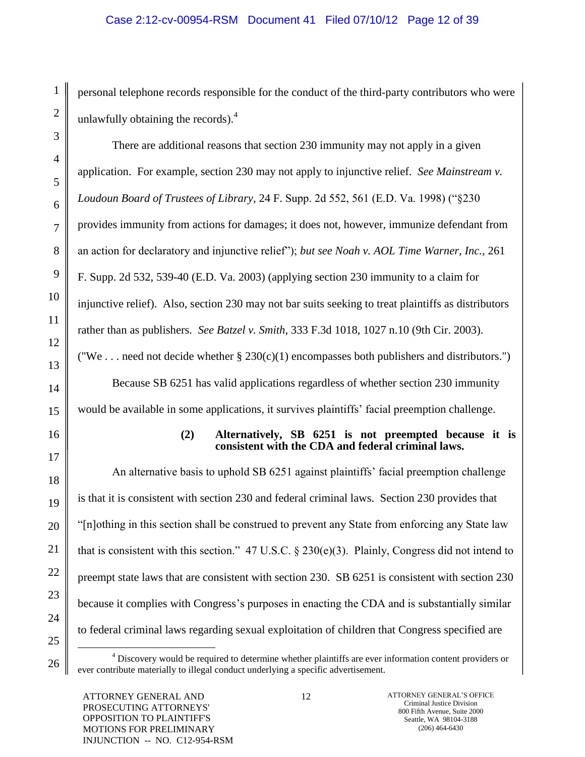personal telephone records responsible for the conduct of the third-party contributors who were unlawfully obtaining the records).[4]

There are additional reasons that section 230 immunity may not apply in a given application. For example, section 230 may not apply to injunctive relief. *See Mainstream v. Loudoun Board of Trustees of Library*, 24 F. Supp. 2d 552, 561 (E.D. Va. 1998) ("§230 provides immunity from actions for damages; it does not, however, immunize defendant from an action for declaratory and injunctive relief"); *but see Noah v. AOL Time Warner, Inc.*, 261 F. Supp. 2d 532, 539-40 (E.D. Va. 2003) (applying section 230 immunity to a claim for injunctive relief). Also, section 230 may not bar suits seeking to treat plaintiffs as distributors rather than as publishers. *See Batzel v. Smith*, 333 F.3d 1018, 1027 n.10 (9th Cir. 2003). ("We . . . need not decide whether § 230(c)(1) encompasses both publishers and distributors.")

Because SB 6251 has valid applications regardless of whether section 230 immunity would be available in some applications, it survives plaintiffs' facial preemption challenge.

**(2) Alternatively, SB 6251 is not preempted because it is consistent with the CDA and federal criminal laws.**

An alternative basis to uphold SB 6251 against plaintiffs' facial preemption challenge is that it is consistent with section 230 and federal criminal laws. Section 230 provides that "[n]othing in this section shall be construed to prevent any State from enforcing any State law that is consistent with this section." 47 U.S.C. § 230(e)(3). Plainly, Congress did not intend to preempt state laws that are consistent with section 230. SB 6251 is consistent with section 230 because it complies with Congress's purposes in enacting the CDA and is substantially similar to federal criminal laws regarding sexual exploitation of children that Congress specified are

---

[4] Discovery would be required to determine whether plaintiffs are ever information content providers or ever contribute materially to illegal conduct underlying a specific advertisement.

ATTORNEY GENERAL AND PROSECUTING ATTORNEYS' OPPOSITION TO PLAINTIFF'S MOTIONS FOR PRELIMINARY INJUNCTION -- NO. C12-954-RSM

ATTORNEY GENERAL'S OFFICE
Criminal Justice Division
800 Fifth Avenue, Suite 2000
Seattle, WA 98104-3188
(206) 464-6430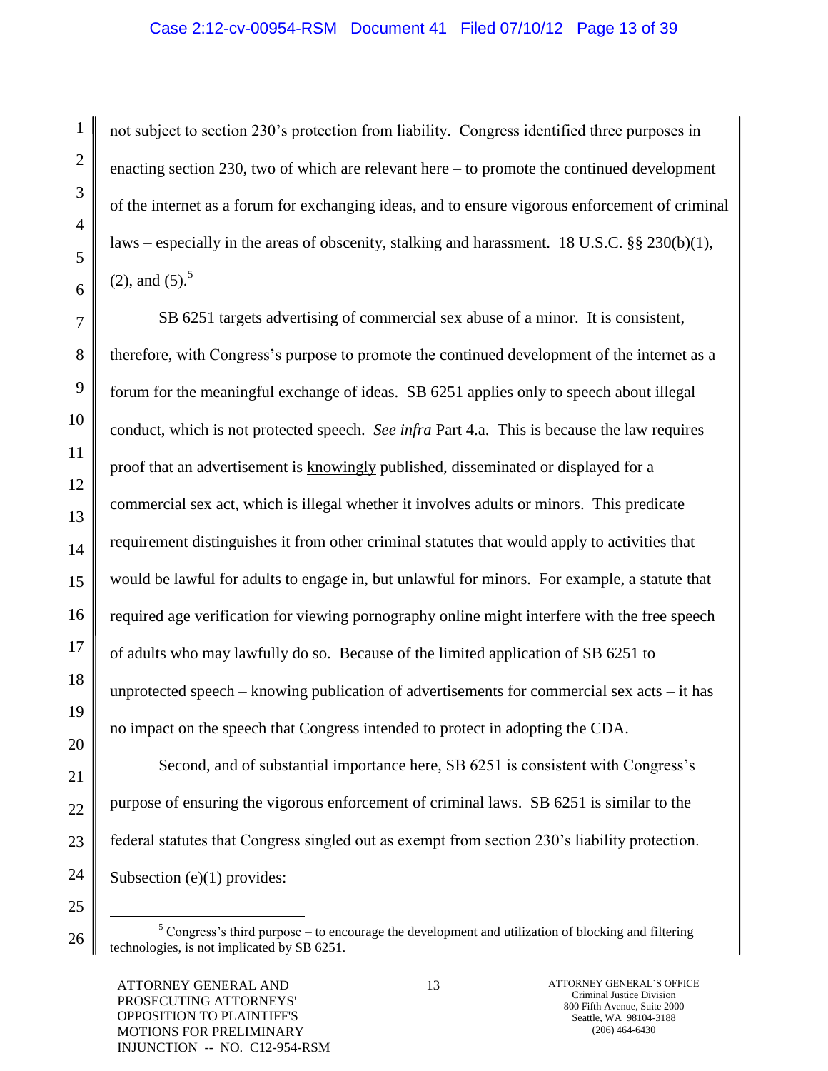not subject to section 230's protection from liability. Congress identified three purposes in enacting section 230, two of which are relevant here – to promote the continued development of the internet as a forum for exchanging ideas, and to ensure vigorous enforcement of criminal laws – especially in the areas of obscenity, stalking and harassment. 18 U.S.C. §§ 230(b)(1), (2), and (5).[5]

SB 6251 targets advertising of commercial sex abuse of a minor. It is consistent, therefore, with Congress's purpose to promote the continued development of the internet as a forum for the meaningful exchange of ideas. SB 6251 applies only to speech about illegal conduct, which is not protected speech. *See infra* Part 4.a. This is because the law requires proof that an advertisement is <u>knowingly</u> published, disseminated or displayed for a commercial sex act, which is illegal whether it involves adults or minors. This predicate requirement distinguishes it from other criminal statutes that would apply to activities that would be lawful for adults to engage in, but unlawful for minors. For example, a statute that required age verification for viewing pornography online might interfere with the free speech of adults who may lawfully do so. Because of the limited application of SB 6251 to unprotected speech – knowing publication of advertisements for commercial sex acts – it has no impact on the speech that Congress intended to protect in adopting the CDA.

Second, and of substantial importance here, SB 6251 is consistent with Congress's purpose of ensuring the vigorous enforcement of criminal laws. SB 6251 is similar to the federal statutes that Congress singled out as exempt from section 230's liability protection. Subsection (e)(1) provides:

[5] Congress's third purpose – to encourage the development and utilization of blocking and filtering technologies, is not implicated by SB 6251.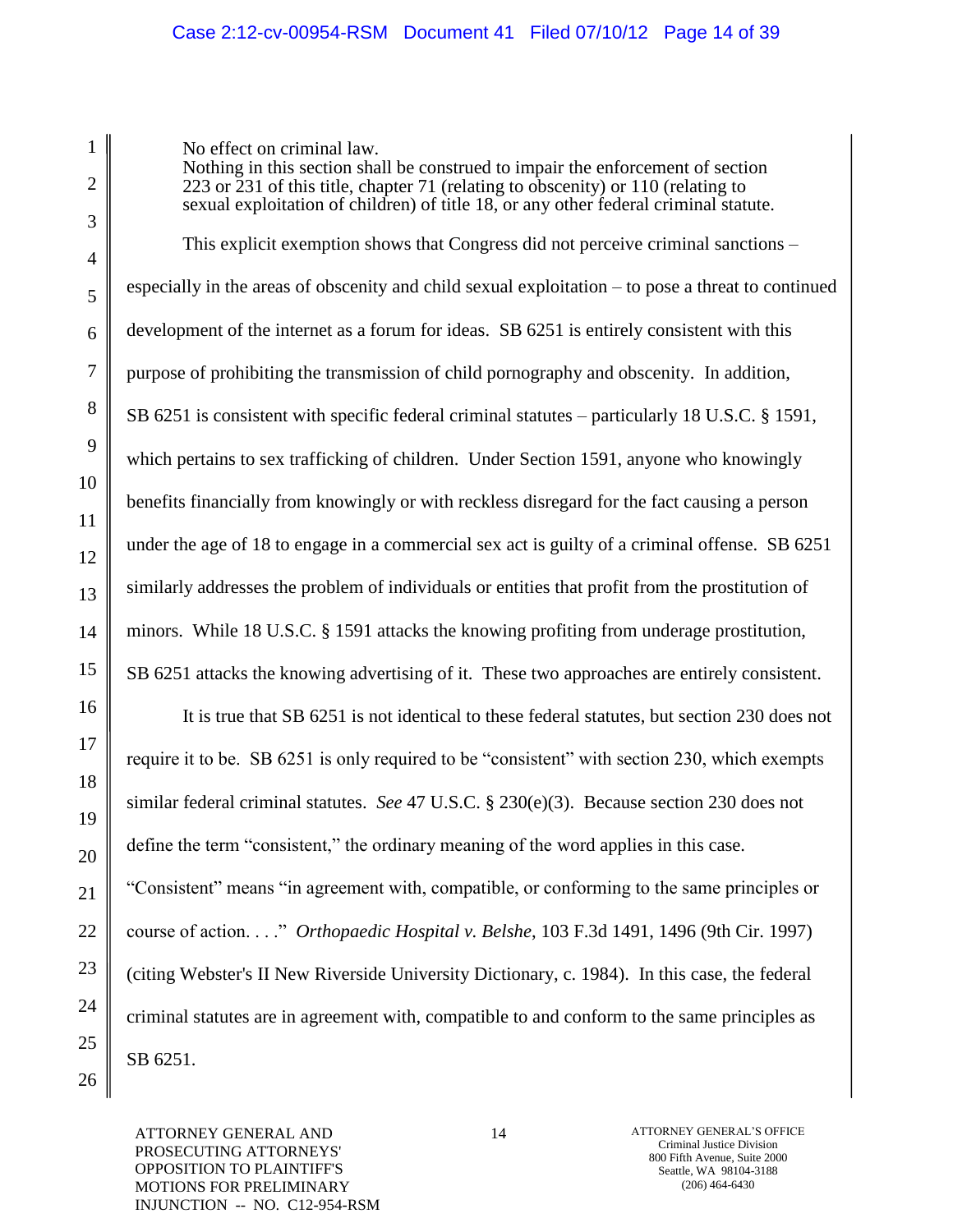No effect on criminal law.
Nothing in this section shall be construed to impair the enforcement of section 223 or 231 of this title, chapter 71 (relating to obscenity) or 110 (relating to sexual exploitation of children) of title 18, or any other federal criminal statute.

This explicit exemption shows that Congress did not perceive criminal sanctions – especially in the areas of obscenity and child sexual exploitation – to pose a threat to continued development of the internet as a forum for ideas. SB 6251 is entirely consistent with this purpose of prohibiting the transmission of child pornography and obscenity. In addition, SB 6251 is consistent with specific federal criminal statutes – particularly 18 U.S.C. § 1591, which pertains to sex trafficking of children. Under Section 1591, anyone who knowingly benefits financially from knowingly or with reckless disregard for the fact causing a person under the age of 18 to engage in a commercial sex act is guilty of a criminal offense. SB 6251 similarly addresses the problem of individuals or entities that profit from the prostitution of minors. While 18 U.S.C. § 1591 attacks the knowing profiting from underage prostitution, SB 6251 attacks the knowing advertising of it. These two approaches are entirely consistent.

It is true that SB 6251 is not identical to these federal statutes, but section 230 does not require it to be. SB 6251 is only required to be "consistent" with section 230, which exempts similar federal criminal statutes. *See* 47 U.S.C. § 230(e)(3). Because section 230 does not define the term "consistent," the ordinary meaning of the word applies in this case. "Consistent" means "in agreement with, compatible, or conforming to the same principles or course of action. . . ." *Orthopaedic Hospital v. Belshe*, 103 F.3d 1491, 1496 (9th Cir. 1997) (citing Webster's II New Riverside University Dictionary, c. 1984). In this case, the federal criminal statutes are in agreement with, compatible to and conform to the same principles as SB 6251.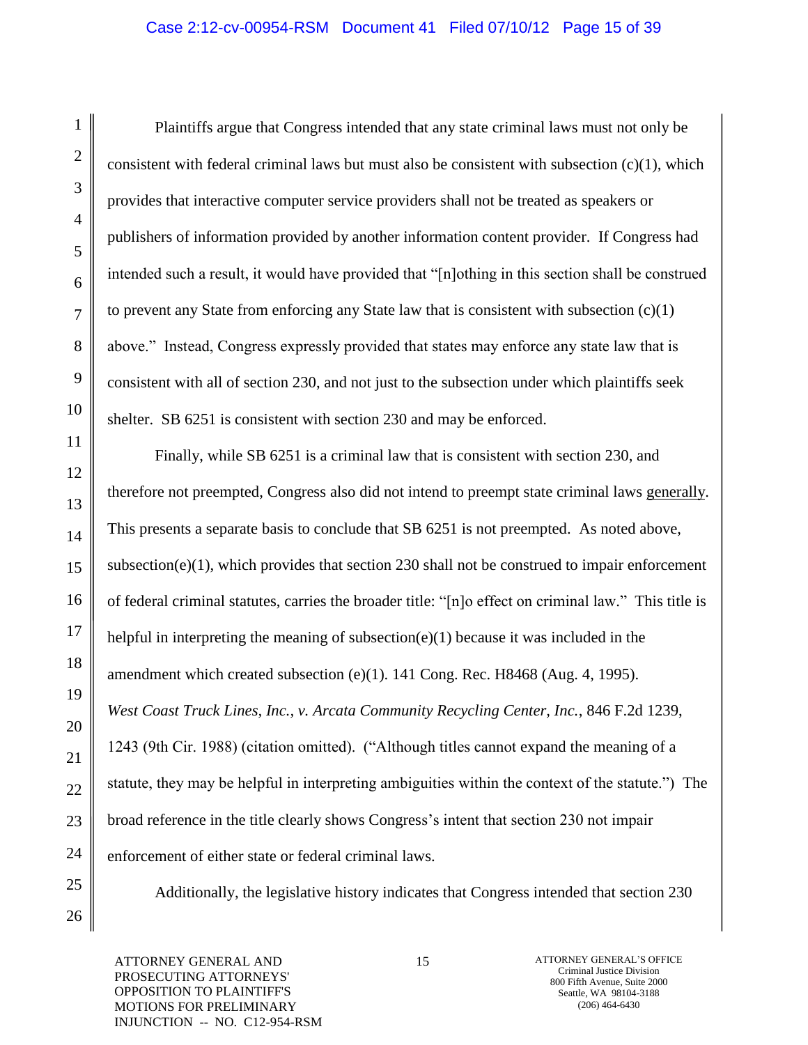Plaintiffs argue that Congress intended that any state criminal laws must not only be consistent with federal criminal laws but must also be consistent with subsection (c)(1), which provides that interactive computer service providers shall not be treated as speakers or publishers of information provided by another information content provider. If Congress had intended such a result, it would have provided that "[n]othing in this section shall be construed to prevent any State from enforcing any State law that is consistent with subsection (c)(1) above." Instead, Congress expressly provided that states may enforce any state law that is consistent with all of section 230, and not just to the subsection under which plaintiffs seek shelter. SB 6251 is consistent with section 230 and may be enforced.

Finally, while SB 6251 is a criminal law that is consistent with section 230, and therefore not preempted, Congress also did not intend to preempt state criminal laws <u>generally</u>. This presents a separate basis to conclude that SB 6251 is not preempted. As noted above, subsection(e)(1), which provides that section 230 shall not be construed to impair enforcement of federal criminal statutes, carries the broader title: "[n]o effect on criminal law." This title is helpful in interpreting the meaning of subsection(e)(1) because it was included in the amendment which created subsection (e)(1). 141 Cong. Rec. H8468 (Aug. 4, 1995). *West Coast Truck Lines, Inc., v. Arcata Community Recycling Center, Inc.*, 846 F.2d 1239, 1243 (9th Cir. 1988) (citation omitted). ("Although titles cannot expand the meaning of a statute, they may be helpful in interpreting ambiguities within the context of the statute.") The broad reference in the title clearly shows Congress's intent that section 230 not impair enforcement of either state or federal criminal laws.

Additionally, the legislative history indicates that Congress intended that section 230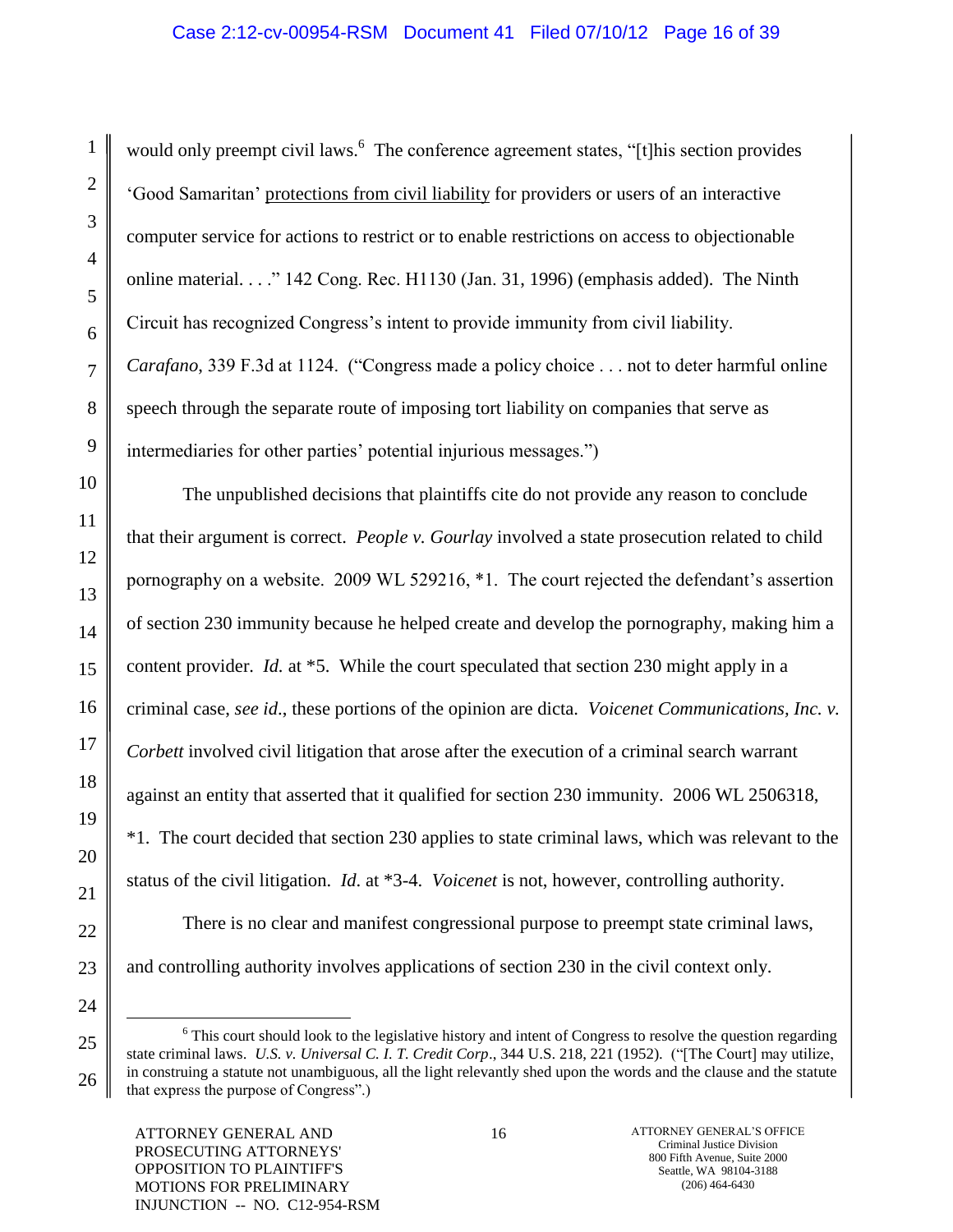would only preempt civil laws.[6] The conference agreement states, "[t]his section provides 'Good Samaritan' <u>protections from civil liability</u> for providers or users of an interactive computer service for actions to restrict or to enable restrictions on access to objectionable online material. . . ." 142 Cong. Rec. H1130 (Jan. 31, 1996) (emphasis added). The Ninth Circuit has recognized Congress's intent to provide immunity from civil liability. *Carafano*, 339 F.3d at 1124. ("Congress made a policy choice . . . not to deter harmful online speech through the separate route of imposing tort liability on companies that serve as intermediaries for other parties' potential injurious messages.")

The unpublished decisions that plaintiffs cite do not provide any reason to conclude that their argument is correct. *People v. Gourlay* involved a state prosecution related to child pornography on a website. 2009 WL 529216, *1. The court rejected the defendant's assertion of section 230 immunity because he helped create and develop the pornography, making him a content provider. *Id.* at *5. While the court speculated that section 230 might apply in a criminal case, *see id.*, these portions of the opinion are dicta. *Voicenet Communications, Inc. v. Corbett* involved civil litigation that arose after the execution of a criminal search warrant against an entity that asserted that it qualified for section 230 immunity. 2006 WL 2506318, *1. The court decided that section 230 applies to state criminal laws, which was relevant to the status of the civil litigation. *Id.* at *3-4. *Voicenet* is not, however, controlling authority.

There is no clear and manifest congressional purpose to preempt state criminal laws, and controlling authority involves applications of section 230 in the civil context only.

[6] This court should look to the legislative history and intent of Congress to resolve the question regarding state criminal laws. *U.S. v. Universal C. I. T. Credit Corp*., 344 U.S. 218, 221 (1952). ("[The Court] may utilize, in construing a statute not unambiguous, all the light relevantly shed upon the words and the clause and the statute that express the purpose of Congress".)

ATTORNEY GENERAL AND PROSECUTING ATTORNEYS' OPPOSITION TO PLAINTIFF'S MOTIONS FOR PRELIMINARY INJUNCTION -- NO. C12-954-RSM

ATTORNEY GENERAL'S OFFICE
Criminal Justice Division
800 Fifth Avenue, Suite 2000
Seattle, WA 98104-3188
(206) 464-6430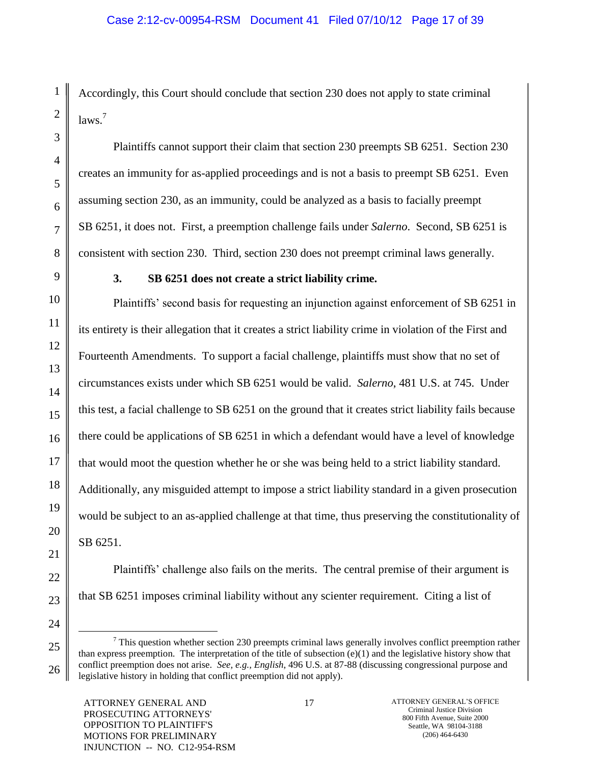Accordingly, this Court should conclude that section 230 does not apply to state criminal laws.[7]

Plaintiffs cannot support their claim that section 230 preempts SB 6251. Section 230 creates an immunity for as-applied proceedings and is not a basis to preempt SB 6251. Even assuming section 230, as an immunity, could be analyzed as a basis to facially preempt SB 6251, it does not. First, a preemption challenge fails under *Salerno*. Second, SB 6251 is consistent with section 230. Third, section 230 does not preempt criminal laws generally.

### 3. SB 6251 does not create a strict liability crime.

Plaintiffs' second basis for requesting an injunction against enforcement of SB 6251 in its entirety is their allegation that it creates a strict liability crime in violation of the First and Fourteenth Amendments. To support a facial challenge, plaintiffs must show that no set of circumstances exists under which SB 6251 would be valid. *Salerno*, 481 U.S. at 745. Under this test, a facial challenge to SB 6251 on the ground that it creates strict liability fails because there could be applications of SB 6251 in which a defendant would have a level of knowledge that would moot the question whether he or she was being held to a strict liability standard. Additionally, any misguided attempt to impose a strict liability standard in a given prosecution would be subject to an as-applied challenge at that time, thus preserving the constitutionality of SB 6251.

Plaintiffs' challenge also fails on the merits. The central premise of their argument is that SB 6251 imposes criminal liability without any scienter requirement. Citing a list of

---

[7] This question whether section 230 preempts criminal laws generally involves conflict preemption rather than express preemption. The interpretation of the title of subsection (e)(1) and the legislative history show that conflict preemption does not arise. *See, e.g., English*, 496 U.S. at 87-88 (discussing congressional purpose and legislative history in holding that conflict preemption did not apply).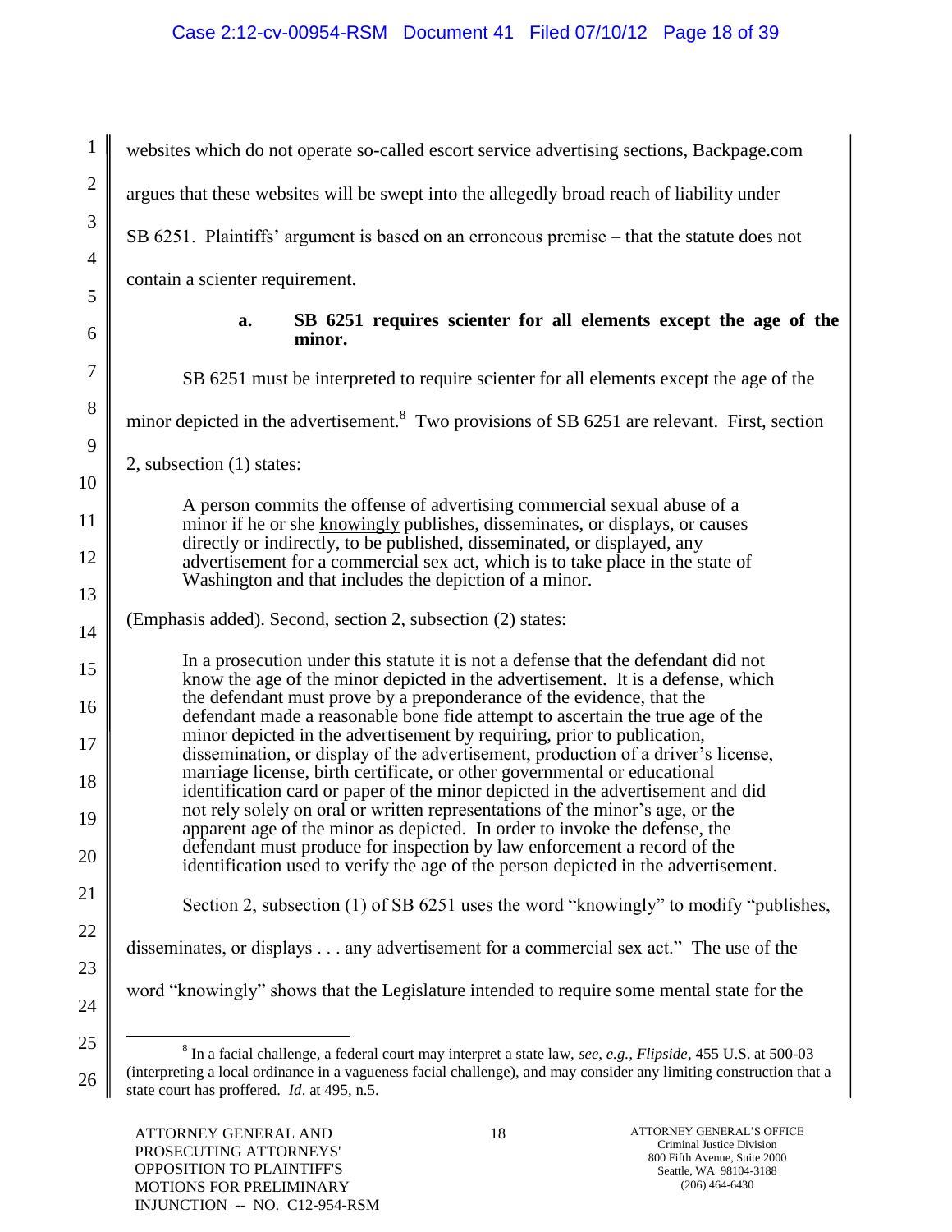websites which do not operate so-called escort service advertising sections, Backpage.com argues that these websites will be swept into the allegedly broad reach of liability under SB 6251. Plaintiffs' argument is based on an erroneous premise – that the statute does not contain a scienter requirement.

**a. SB 6251 requires scienter for all elements except the age of the minor.**

SB 6251 must be interpreted to require scienter for all elements except the age of the minor depicted in the advertisement.[8] Two provisions of SB 6251 are relevant. First, section 2, subsection (1) states:

> A person commits the offense of advertising commercial sexual abuse of a minor if he or she <u>knowingly</u> publishes, disseminates, or displays, or causes directly or indirectly, to be published, disseminated, or displayed, any advertisement for a commercial sex act, which is to take place in the state of Washington and that includes the depiction of a minor.

(Emphasis added). Second, section 2, subsection (2) states:

> In a prosecution under this statute it is not a defense that the defendant did not know the age of the minor depicted in the advertisement. It is a defense, which the defendant must prove by a preponderance of the evidence, that the defendant made a reasonable bone fide attempt to ascertain the true age of the minor depicted in the advertisement by requiring, prior to publication, dissemination, or display of the advertisement, production of a driver's license, marriage license, birth certificate, or other governmental or educational identification card or paper of the minor depicted in the advertisement and did not rely solely on oral or written representations of the minor's age, or the apparent age of the minor as depicted. In order to invoke the defense, the defendant must produce for inspection by law enforcement a record of the identification used to verify the age of the person depicted in the advertisement.

Section 2, subsection (1) of SB 6251 uses the word "knowingly" to modify "publishes, disseminates, or displays . . . any advertisement for a commercial sex act." The use of the word "knowingly" shows that the Legislature intended to require some mental state for the

---

[8] In a facial challenge, a federal court may interpret a state law, *see, e.g., Flipside*, 455 U.S. at 500-03 (interpreting a local ordinance in a vagueness facial challenge), and may consider any limiting construction that a state court has proffered. *Id*. at 495, n.5.

ATTORNEY GENERAL AND PROSECUTING ATTORNEYS' OPPOSITION TO PLAINTIFF'S MOTIONS FOR PRELIMINARY INJUNCTION -- NO. C12-954-RSM

ATTORNEY GENERAL'S OFFICE
Criminal Justice Division
800 Fifth Avenue, Suite 2000
Seattle, WA 98104-3188
(206) 464-6430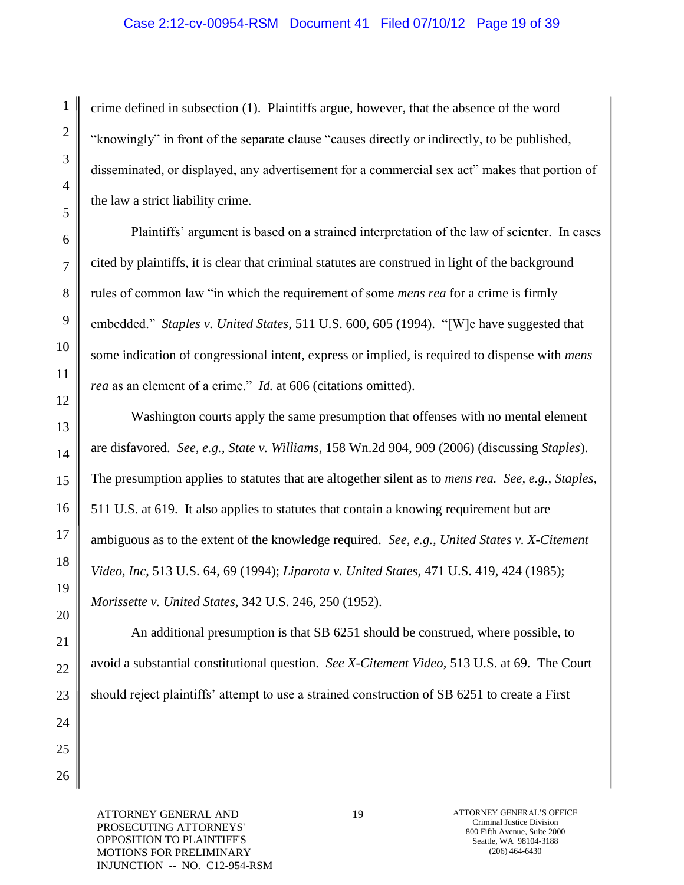crime defined in subsection (1). Plaintiffs argue, however, that the absence of the word "knowingly" in front of the separate clause "causes directly or indirectly, to be published, disseminated, or displayed, any advertisement for a commercial sex act" makes that portion of the law a strict liability crime.

Plaintiffs' argument is based on a strained interpretation of the law of scienter. In cases cited by plaintiffs, it is clear that criminal statutes are construed in light of the background rules of common law "in which the requirement of some *mens rea* for a crime is firmly embedded." *Staples v. United States*, 511 U.S. 600, 605 (1994). "[W]e have suggested that some indication of congressional intent, express or implied, is required to dispense with *mens rea* as an element of a crime." *Id.* at 606 (citations omitted).

Washington courts apply the same presumption that offenses with no mental element are disfavored. *See, e.g., State v. Williams*, 158 Wn.2d 904, 909 (2006) (discussing *Staples*). The presumption applies to statutes that are altogether silent as to *mens rea. See, e.g., Staples*, 511 U.S. at 619. It also applies to statutes that contain a knowing requirement but are ambiguous as to the extent of the knowledge required. *See, e.g., United States v. X-Citement Video, Inc*, 513 U.S. 64, 69 (1994); *Liparota v. United States*, 471 U.S. 419, 424 (1985); *Morissette v. United States*, 342 U.S. 246, 250 (1952).

An additional presumption is that SB 6251 should be construed, where possible, to avoid a substantial constitutional question. *See X-Citement Video*, 513 U.S. at 69. The Court should reject plaintiffs' attempt to use a strained construction of SB 6251 to create a First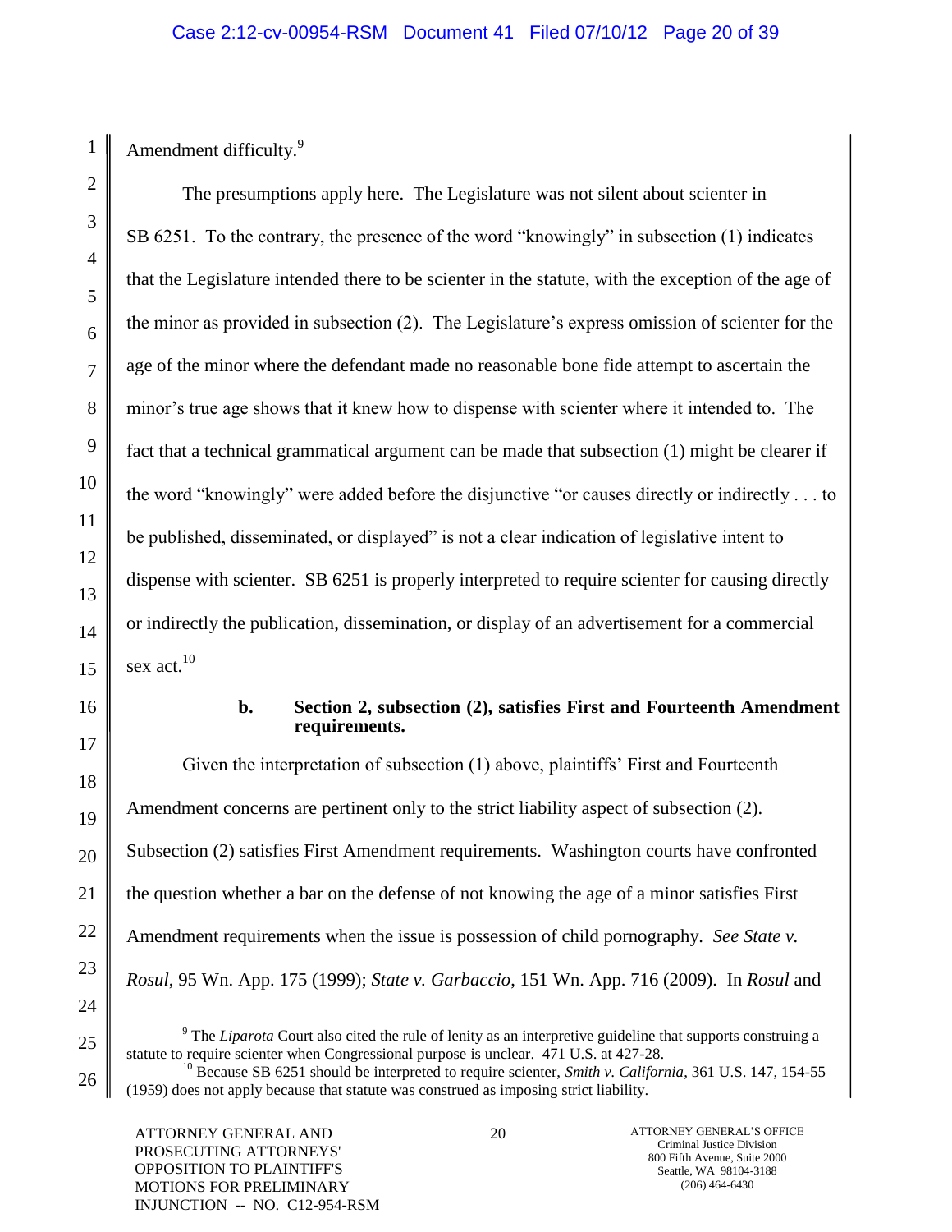Amendment difficulty.[9]

The presumptions apply here. The Legislature was not silent about scienter in SB 6251. To the contrary, the presence of the word "knowingly" in subsection (1) indicates that the Legislature intended there to be scienter in the statute, with the exception of the age of the minor as provided in subsection (2). The Legislature's express omission of scienter for the age of the minor where the defendant made no reasonable bone fide attempt to ascertain the minor's true age shows that it knew how to dispense with scienter where it intended to. The fact that a technical grammatical argument can be made that subsection (1) might be clearer if the word "knowingly" were added before the disjunctive "or causes directly or indirectly . . . to be published, disseminated, or displayed" is not a clear indication of legislative intent to dispense with scienter. SB 6251 is properly interpreted to require scienter for causing directly or indirectly the publication, dissemination, or display of an advertisement for a commercial sex act.[10]

**b. Section 2, subsection (2), satisfies First and Fourteenth Amendment requirements.**

Given the interpretation of subsection (1) above, plaintiffs' First and Fourteenth Amendment concerns are pertinent only to the strict liability aspect of subsection (2). Subsection (2) satisfies First Amendment requirements. Washington courts have confronted the question whether a bar on the defense of not knowing the age of a minor satisfies First Amendment requirements when the issue is possession of child pornography. *See State v. Rosul*, 95 Wn. App. 175 (1999); *State v. Garbaccio*, 151 Wn. App. 716 (2009). In *Rosul* and

---

[9] The *Liparota* Court also cited the rule of lenity as an interpretive guideline that supports construing a statute to require scienter when Congressional purpose is unclear. 471 U.S. at 427-28.

[10] Because SB 6251 should be interpreted to require scienter, *Smith v. California*, 361 U.S. 147, 154-55 (1959) does not apply because that statute was construed as imposing strict liability.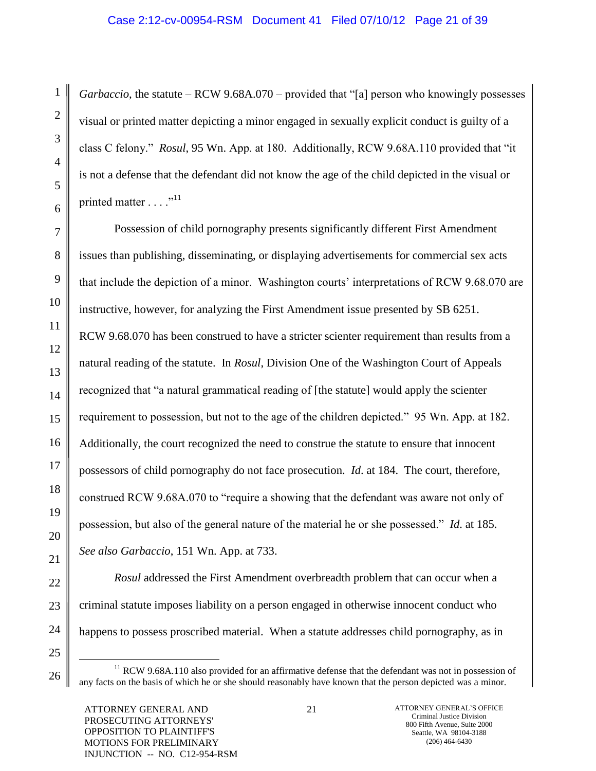*Garbaccio*, the statute – RCW 9.68A.070 – provided that "[a] person who knowingly possesses visual or printed matter depicting a minor engaged in sexually explicit conduct is guilty of a class C felony." *Rosul*, 95 Wn. App. at 180. Additionally, RCW 9.68A.110 provided that "it is not a defense that the defendant did not know the age of the child depicted in the visual or printed matter . . . ."[11]

Possession of child pornography presents significantly different First Amendment issues than publishing, disseminating, or displaying advertisements for commercial sex acts that include the depiction of a minor. Washington courts' interpretations of RCW 9.68.070 are instructive, however, for analyzing the First Amendment issue presented by SB 6251. RCW 9.68.070 has been construed to have a stricter scienter requirement than results from a natural reading of the statute. In *Rosul*, Division One of the Washington Court of Appeals recognized that "a natural grammatical reading of [the statute] would apply the scienter requirement to possession, but not to the age of the children depicted." 95 Wn. App. at 182. Additionally, the court recognized the need to construe the statute to ensure that innocent possessors of child pornography do not face prosecution. *Id*. at 184. The court, therefore, construed RCW 9.68A.070 to "require a showing that the defendant was aware not only of possession, but also of the general nature of the material he or she possessed." *Id*. at 185. *See also Garbaccio*, 151 Wn. App. at 733.

*Rosul* addressed the First Amendment overbreadth problem that can occur when a criminal statute imposes liability on a person engaged in otherwise innocent conduct who happens to possess proscribed material. When a statute addresses child pornography, as in

---

[11] RCW 9.68A.110 also provided for an affirmative defense that the defendant was not in possession of any facts on the basis of which he or she should reasonably have known that the person depicted was a minor.

ATTORNEY GENERAL AND PROSECUTING ATTORNEYS' OPPOSITION TO PLAINTIFF'S MOTIONS FOR PRELIMINARY INJUNCTION -- NO. C12-954-RSM

ATTORNEY GENERAL'S OFFICE
Criminal Justice Division
800 Fifth Avenue, Suite 2000
Seattle, WA 98104-3188
(206) 464-6430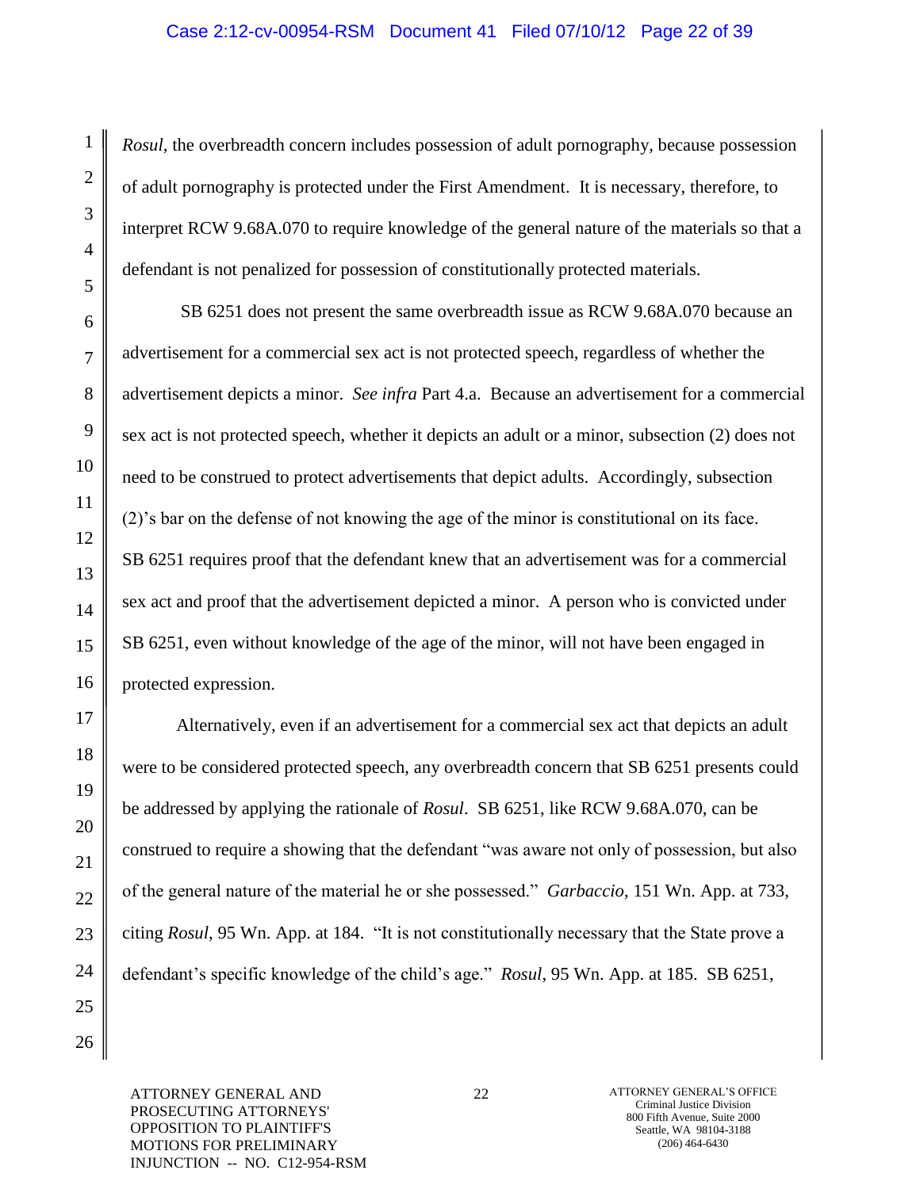*Rosul*, the overbreadth concern includes possession of adult pornography, because possession of adult pornography is protected under the First Amendment. It is necessary, therefore, to interpret RCW 9.68A.070 to require knowledge of the general nature of the materials so that a defendant is not penalized for possession of constitutionally protected materials.

SB 6251 does not present the same overbreadth issue as RCW 9.68A.070 because an advertisement for a commercial sex act is not protected speech, regardless of whether the advertisement depicts a minor. *See infra* Part 4.a. Because an advertisement for a commercial sex act is not protected speech, whether it depicts an adult or a minor, subsection (2) does not need to be construed to protect advertisements that depict adults. Accordingly, subsection (2)'s bar on the defense of not knowing the age of the minor is constitutional on its face. SB 6251 requires proof that the defendant knew that an advertisement was for a commercial sex act and proof that the advertisement depicted a minor. A person who is convicted under SB 6251, even without knowledge of the age of the minor, will not have been engaged in protected expression.

Alternatively, even if an advertisement for a commercial sex act that depicts an adult were to be considered protected speech, any overbreadth concern that SB 6251 presents could be addressed by applying the rationale of *Rosul*. SB 6251, like RCW 9.68A.070, can be construed to require a showing that the defendant "was aware not only of possession, but also of the general nature of the material he or she possessed." *Garbaccio*, 151 Wn. App. at 733, citing *Rosul*, 95 Wn. App. at 184. "It is not constitutionally necessary that the State prove a defendant's specific knowledge of the child's age." *Rosul*, 95 Wn. App. at 185. SB 6251,

ATTORNEY GENERAL AND PROSECUTING ATTORNEYS' OPPOSITION TO PLAINTIFF'S MOTIONS FOR PRELIMINARY INJUNCTION -- NO. C12-954-RSM

ATTORNEY GENERAL'S OFFICE
Criminal Justice Division
800 Fifth Avenue, Suite 2000
Seattle, WA 98104-3188
(206) 464-6430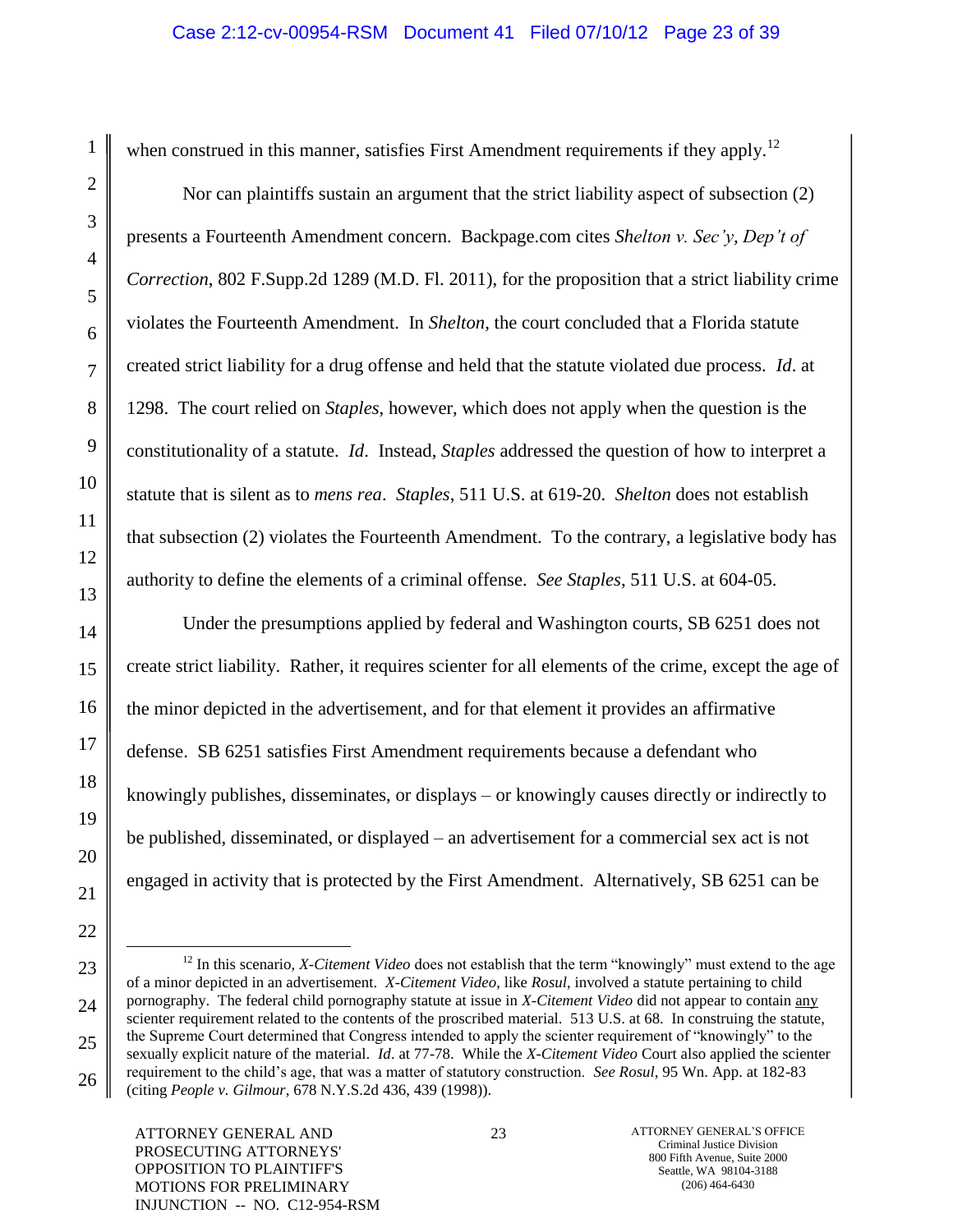when construed in this manner, satisfies First Amendment requirements if they apply.[12]

Nor can plaintiffs sustain an argument that the strict liability aspect of subsection (2) presents a Fourteenth Amendment concern. Backpage.com cites *Shelton v. Sec'y, Dep't of Correction*, 802 F.Supp.2d 1289 (M.D. Fl. 2011), for the proposition that a strict liability crime violates the Fourteenth Amendment. In *Shelton*, the court concluded that a Florida statute created strict liability for a drug offense and held that the statute violated due process. *Id*. at 1298. The court relied on *Staples*, however, which does not apply when the question is the constitutionality of a statute. *Id*. Instead, *Staples* addressed the question of how to interpret a statute that is silent as to *mens rea*. *Staples*, 511 U.S. at 619-20. *Shelton* does not establish that subsection (2) violates the Fourteenth Amendment. To the contrary, a legislative body has authority to define the elements of a criminal offense. *See Staples*, 511 U.S. at 604-05.

Under the presumptions applied by federal and Washington courts, SB 6251 does not create strict liability. Rather, it requires scienter for all elements of the crime, except the age of the minor depicted in the advertisement, and for that element it provides an affirmative defense. SB 6251 satisfies First Amendment requirements because a defendant who knowingly publishes, disseminates, or displays – or knowingly causes directly or indirectly to be published, disseminated, or displayed – an advertisement for a commercial sex act is not engaged in activity that is protected by the First Amendment. Alternatively, SB 6251 can be

---

[12] In this scenario, *X-Citement Video* does not establish that the term "knowingly" must extend to the age of a minor depicted in an advertisement. *X-Citement Video*, like *Rosul*, involved a statute pertaining to child pornography. The federal child pornography statute at issue in *X-Citement Video* did not appear to contain <u>any</u> scienter requirement related to the contents of the proscribed material. 513 U.S. at 68. In construing the statute, the Supreme Court determined that Congress intended to apply the scienter requirement of "knowingly" to the sexually explicit nature of the material. *Id*. at 77-78. While the *X-Citement Video* Court also applied the scienter requirement to the child's age, that was a matter of statutory construction. *See Rosul*, 95 Wn. App. at 182-83 (citing *People v. Gilmour*, 678 N.Y.S.2d 436, 439 (1998)).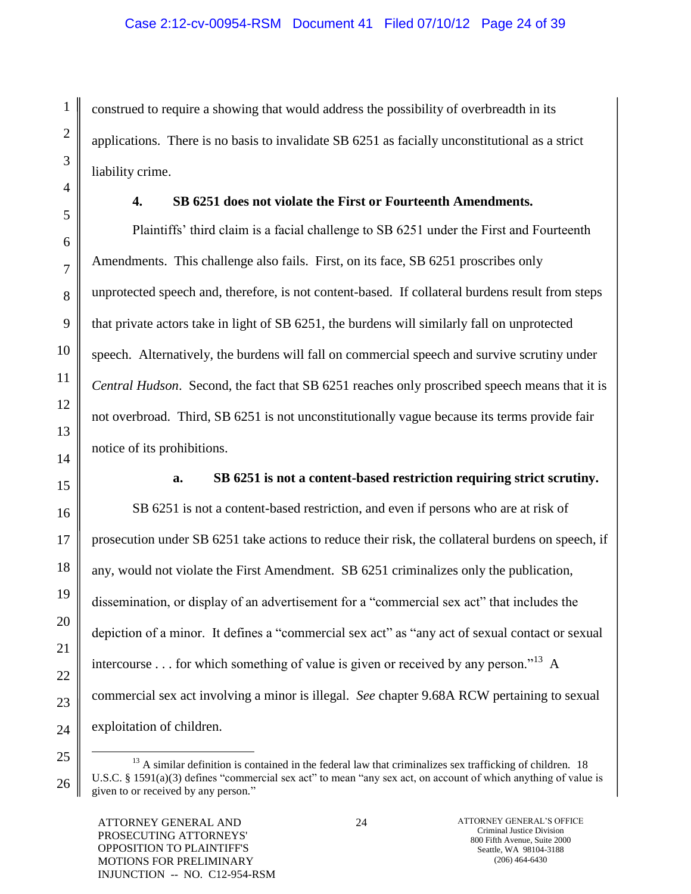construed to require a showing that would address the possibility of overbreadth in its applications. There is no basis to invalidate SB 6251 as facially unconstitutional as a strict liability crime.

### 4. SB 6251 does not violate the First or Fourteenth Amendments.

Plaintiffs' third claim is a facial challenge to SB 6251 under the First and Fourteenth Amendments. This challenge also fails. First, on its face, SB 6251 proscribes only unprotected speech and, therefore, is not content-based. If collateral burdens result from steps that private actors take in light of SB 6251, the burdens will similarly fall on unprotected speech. Alternatively, the burdens will fall on commercial speech and survive scrutiny under *Central Hudson*. Second, the fact that SB 6251 reaches only proscribed speech means that it is not overbroad. Third, SB 6251 is not unconstitutionally vague because its terms provide fair notice of its prohibitions.

#### a. SB 6251 is not a content-based restriction requiring strict scrutiny.

SB 6251 is not a content-based restriction, and even if persons who are at risk of prosecution under SB 6251 take actions to reduce their risk, the collateral burdens on speech, if any, would not violate the First Amendment. SB 6251 criminalizes only the publication, dissemination, or display of an advertisement for a "commercial sex act" that includes the depiction of a minor. It defines a "commercial sex act" as "any act of sexual contact or sexual intercourse . . . for which something of value is given or received by any person."[13] A commercial sex act involving a minor is illegal. *See* chapter 9.68A RCW pertaining to sexual exploitation of children.

---

[13] A similar definition is contained in the federal law that criminalizes sex trafficking of children. 18 U.S.C. § 1591(a)(3) defines "commercial sex act" to mean "any sex act, on account of which anything of value is given to or received by any person."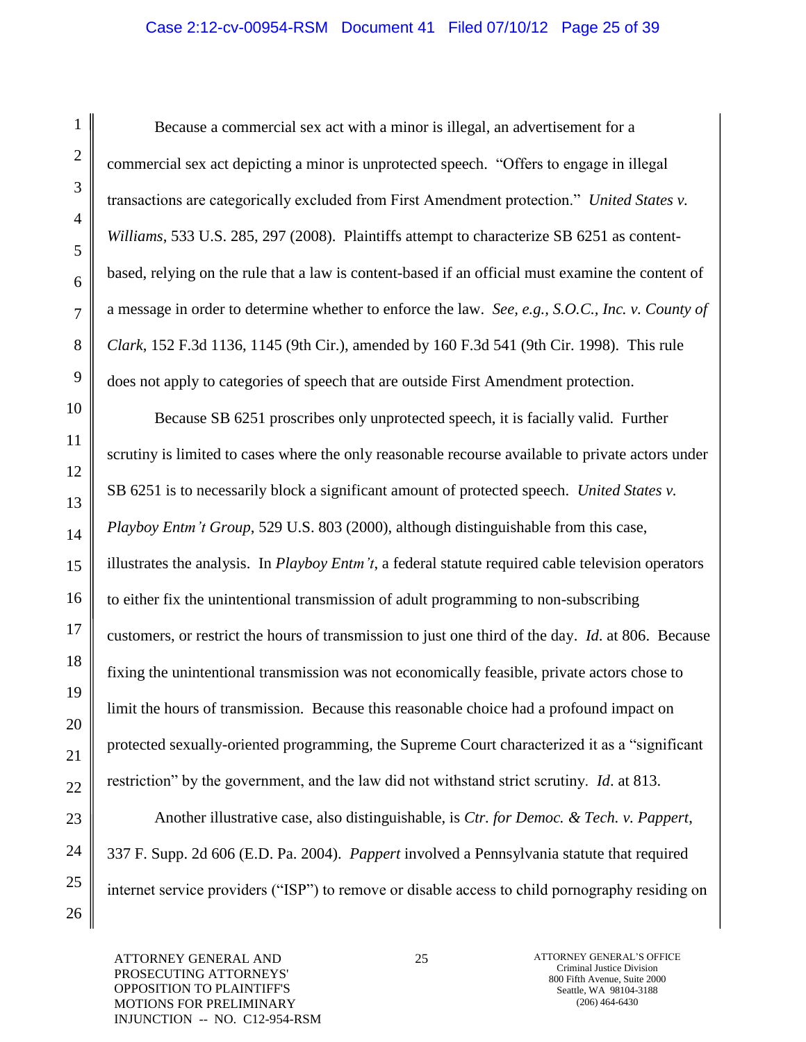Because a commercial sex act with a minor is illegal, an advertisement for a commercial sex act depicting a minor is unprotected speech. "Offers to engage in illegal transactions are categorically excluded from First Amendment protection." *United States v. Williams*, 533 U.S. 285, 297 (2008). Plaintiffs attempt to characterize SB 6251 as content-based, relying on the rule that a law is content-based if an official must examine the content of a message in order to determine whether to enforce the law. *See, e.g., S.O.C., Inc. v. County of Clark*, 152 F.3d 1136, 1145 (9th Cir.), amended by 160 F.3d 541 (9th Cir. 1998). This rule does not apply to categories of speech that are outside First Amendment protection.

Because SB 6251 proscribes only unprotected speech, it is facially valid. Further scrutiny is limited to cases where the only reasonable recourse available to private actors under SB 6251 is to necessarily block a significant amount of protected speech. *United States v. Playboy Entm't Group*, 529 U.S. 803 (2000), although distinguishable from this case, illustrates the analysis. In *Playboy Entm't*, a federal statute required cable television operators to either fix the unintentional transmission of adult programming to non-subscribing customers, or restrict the hours of transmission to just one third of the day. *Id*. at 806. Because fixing the unintentional transmission was not economically feasible, private actors chose to limit the hours of transmission. Because this reasonable choice had a profound impact on protected sexually-oriented programming, the Supreme Court characterized it as a "significant restriction" by the government, and the law did not withstand strict scrutiny. *Id*. at 813.

Another illustrative case, also distinguishable, is *Ctr. for Democ. & Tech. v. Pappert*, 337 F. Supp. 2d 606 (E.D. Pa. 2004). *Pappert* involved a Pennsylvania statute that required internet service providers ("ISP") to remove or disable access to child pornography residing on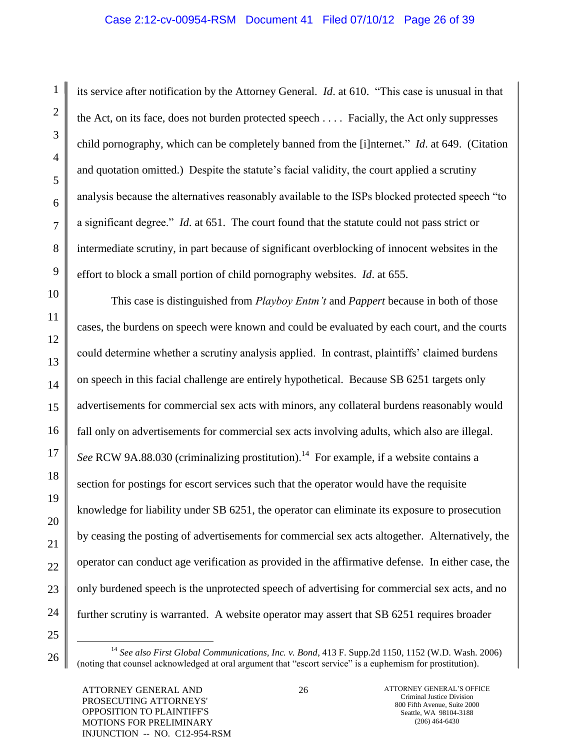its service after notification by the Attorney General. *Id*. at 610. "This case is unusual in that the Act, on its face, does not burden protected speech . . . . Facially, the Act only suppresses child pornography, which can be completely banned from the [i]nternet." *Id*. at 649. (Citation and quotation omitted.) Despite the statute's facial validity, the court applied a scrutiny analysis because the alternatives reasonably available to the ISPs blocked protected speech "to a significant degree." *Id*. at 651. The court found that the statute could not pass strict or intermediate scrutiny, in part because of significant overblocking of innocent websites in the effort to block a small portion of child pornography websites. *Id*. at 655.

This case is distinguished from *Playboy Entm't* and *Pappert* because in both of those cases, the burdens on speech were known and could be evaluated by each court, and the courts could determine whether a scrutiny analysis applied. In contrast, plaintiffs' claimed burdens on speech in this facial challenge are entirely hypothetical. Because SB 6251 targets only advertisements for commercial sex acts with minors, any collateral burdens reasonably would fall only on advertisements for commercial sex acts involving adults, which also are illegal. *See* RCW 9A.88.030 (criminalizing prostitution).[14] For example, if a website contains a section for postings for escort services such that the operator would have the requisite knowledge for liability under SB 6251, the operator can eliminate its exposure to prosecution by ceasing the posting of advertisements for commercial sex acts altogether. Alternatively, the operator can conduct age verification as provided in the affirmative defense. In either case, the only burdened speech is the unprotected speech of advertising for commercial sex acts, and no further scrutiny is warranted. A website operator may assert that SB 6251 requires broader

---

[14] *See also First Global Communications, Inc. v. Bond*, 413 F. Supp.2d 1150, 1152 (W.D. Wash. 2006) (noting that counsel acknowledged at oral argument that "escort service" is a euphemism for prostitution).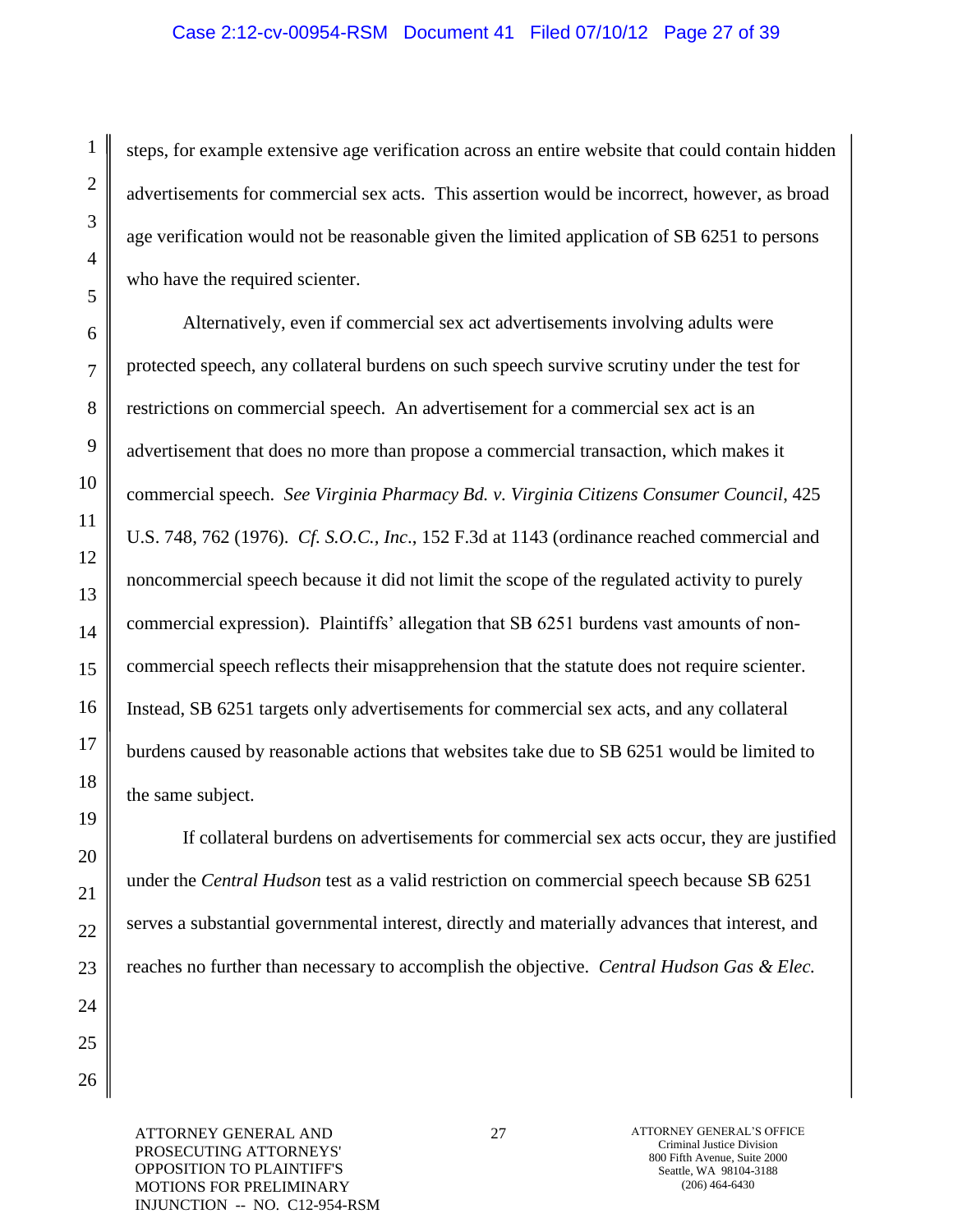steps, for example extensive age verification across an entire website that could contain hidden advertisements for commercial sex acts. This assertion would be incorrect, however, as broad age verification would not be reasonable given the limited application of SB 6251 to persons who have the required scienter.

Alternatively, even if commercial sex act advertisements involving adults were protected speech, any collateral burdens on such speech survive scrutiny under the test for restrictions on commercial speech. An advertisement for a commercial sex act is an advertisement that does no more than propose a commercial transaction, which makes it commercial speech. *See Virginia Pharmacy Bd. v. Virginia Citizens Consumer Council*, 425 U.S. 748, 762 (1976). *Cf. S.O.C., Inc.*, 152 F.3d at 1143 (ordinance reached commercial and noncommercial speech because it did not limit the scope of the regulated activity to purely commercial expression). Plaintiffs' allegation that SB 6251 burdens vast amounts of non-commercial speech reflects their misapprehension that the statute does not require scienter. Instead, SB 6251 targets only advertisements for commercial sex acts, and any collateral burdens caused by reasonable actions that websites take due to SB 6251 would be limited to the same subject.

If collateral burdens on advertisements for commercial sex acts occur, they are justified under the *Central Hudson* test as a valid restriction on commercial speech because SB 6251 serves a substantial governmental interest, directly and materially advances that interest, and reaches no further than necessary to accomplish the objective. *Central Hudson Gas & Elec.*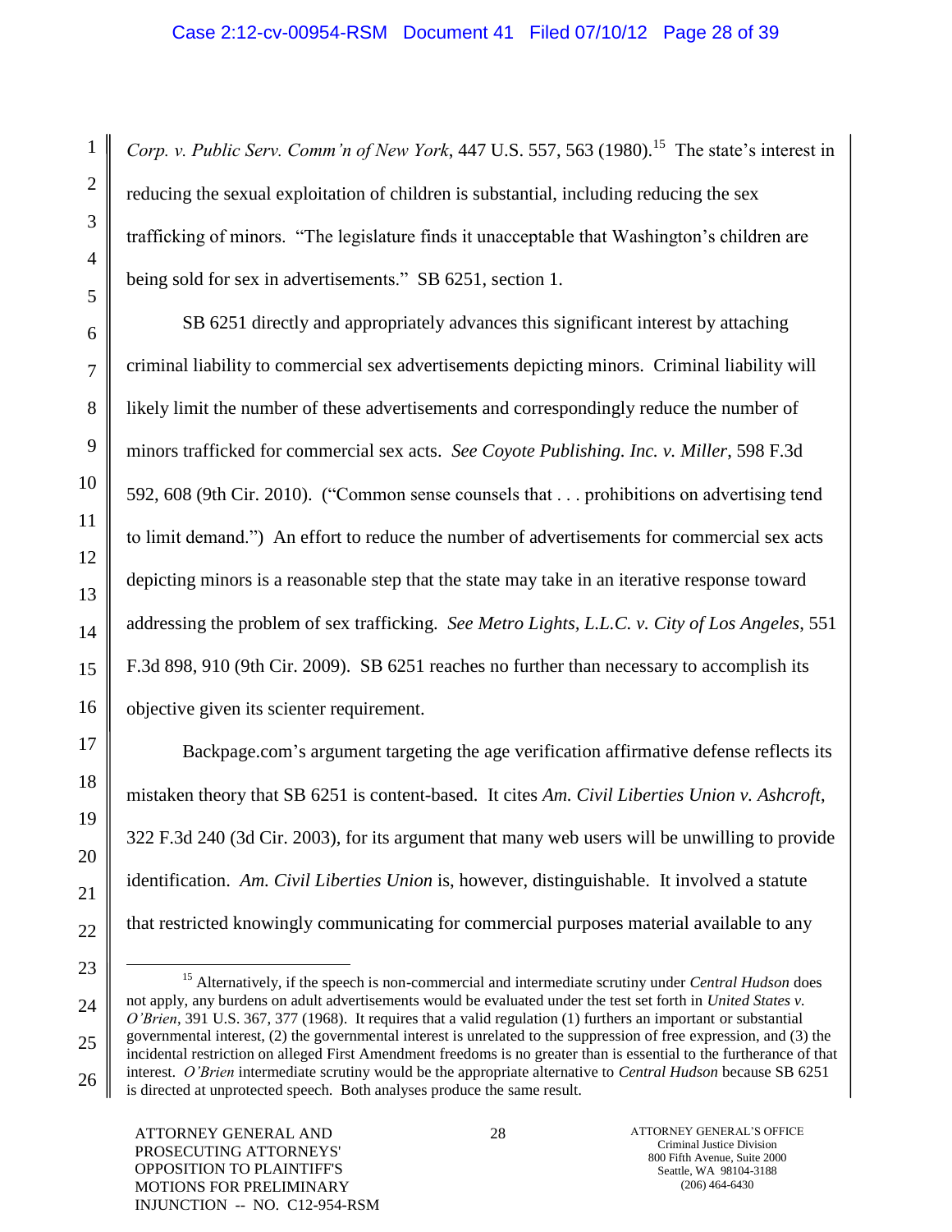*Corp. v. Public Serv. Comm'n of New York*, 447 U.S. 557, 563 (1980).[15] The state's interest in reducing the sexual exploitation of children is substantial, including reducing the sex trafficking of minors. "The legislature finds it unacceptable that Washington's children are being sold for sex in advertisements." SB 6251, section 1.

SB 6251 directly and appropriately advances this significant interest by attaching criminal liability to commercial sex advertisements depicting minors. Criminal liability will likely limit the number of these advertisements and correspondingly reduce the number of minors trafficked for commercial sex acts. *See Coyote Publishing. Inc. v. Miller*, 598 F.3d 592, 608 (9th Cir. 2010). ("Common sense counsels that . . . prohibitions on advertising tend to limit demand.") An effort to reduce the number of advertisements for commercial sex acts depicting minors is a reasonable step that the state may take in an iterative response toward addressing the problem of sex trafficking. *See Metro Lights, L.L.C. v. City of Los Angeles*, 551 F.3d 898, 910 (9th Cir. 2009). SB 6251 reaches no further than necessary to accomplish its objective given its scienter requirement.

Backpage.com's argument targeting the age verification affirmative defense reflects its mistaken theory that SB 6251 is content-based. It cites *Am. Civil Liberties Union v. Ashcroft*, 322 F.3d 240 (3d Cir. 2003), for its argument that many web users will be unwilling to provide identification. *Am. Civil Liberties Union* is, however, distinguishable. It involved a statute that restricted knowingly communicating for commercial purposes material available to any

---

[15] Alternatively, if the speech is non-commercial and intermediate scrutiny under *Central Hudson* does not apply, any burdens on adult advertisements would be evaluated under the test set forth in *United States v. O'Brien*, 391 U.S. 367, 377 (1968). It requires that a valid regulation (1) furthers an important or substantial governmental interest, (2) the governmental interest is unrelated to the suppression of free expression, and (3) the incidental restriction on alleged First Amendment freedoms is no greater than is essential to the furtherance of that interest. *O'Brien* intermediate scrutiny would be the appropriate alternative to *Central Hudson* because SB 6251 is directed at unprotected speech. Both analyses produce the same result.

ATTORNEY GENERAL AND PROSECUTING ATTORNEYS' OPPOSITION TO PLAINTIFF'S MOTIONS FOR PRELIMINARY INJUNCTION -- NO. C12-954-RSM

ATTORNEY GENERAL'S OFFICE
Criminal Justice Division
800 Fifth Avenue, Suite 2000
Seattle, WA 98104-3188
(206) 464-6430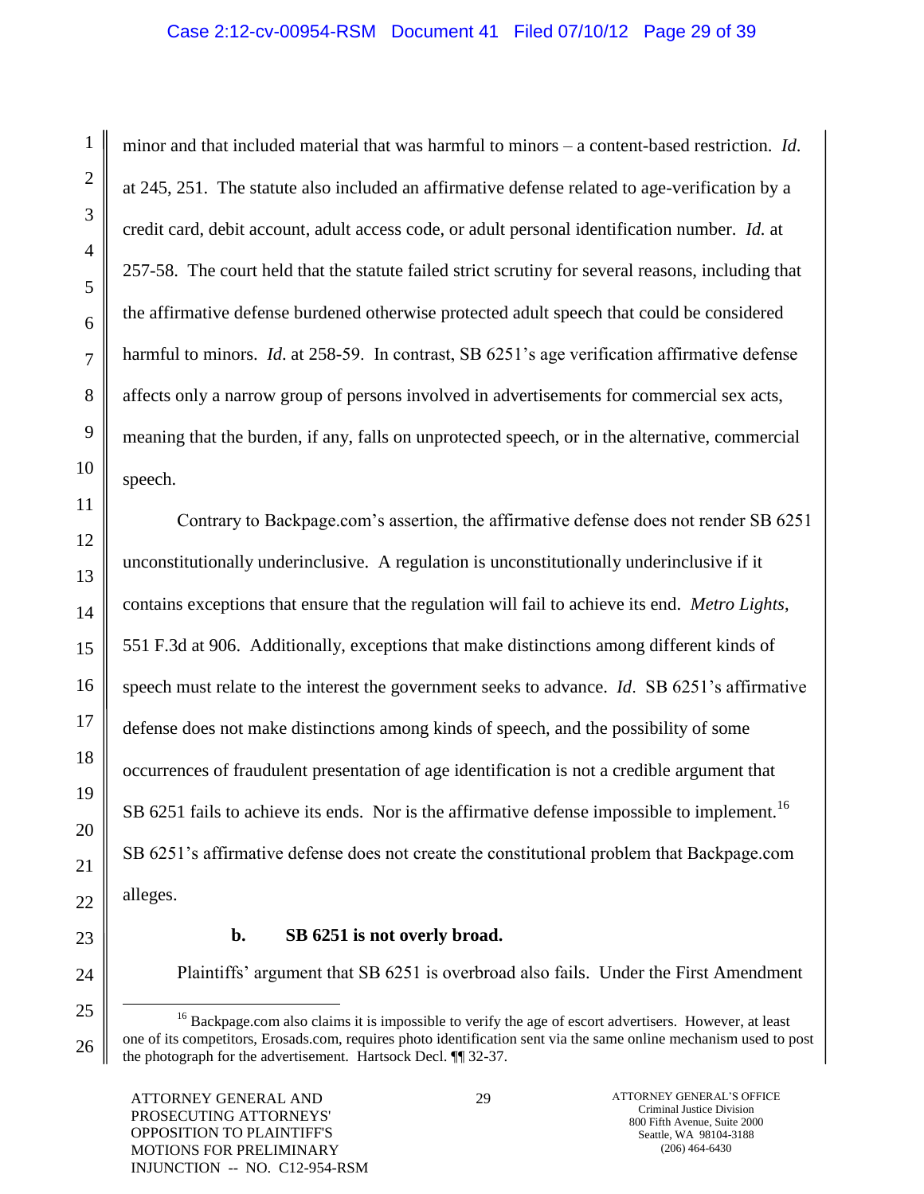minor and that included material that was harmful to minors – a content-based restriction. *Id.* at 245, 251. The statute also included an affirmative defense related to age-verification by a credit card, debit account, adult access code, or adult personal identification number. *Id.* at 257-58. The court held that the statute failed strict scrutiny for several reasons, including that the affirmative defense burdened otherwise protected adult speech that could be considered harmful to minors. *Id.* at 258-59. In contrast, SB 6251's age verification affirmative defense affects only a narrow group of persons involved in advertisements for commercial sex acts, meaning that the burden, if any, falls on unprotected speech, or in the alternative, commercial speech.

Contrary to Backpage.com's assertion, the affirmative defense does not render SB 6251 unconstitutionally underinclusive. A regulation is unconstitutionally underinclusive if it contains exceptions that ensure that the regulation will fail to achieve its end. *Metro Lights*, 551 F.3d at 906. Additionally, exceptions that make distinctions among different kinds of speech must relate to the interest the government seeks to advance. *Id*. SB 6251's affirmative defense does not make distinctions among kinds of speech, and the possibility of some occurrences of fraudulent presentation of age identification is not a credible argument that SB 6251 fails to achieve its ends. Nor is the affirmative defense impossible to implement.[16] SB 6251's affirmative defense does not create the constitutional problem that Backpage.com alleges.

**b. SB 6251 is not overly broad.**

Plaintiffs' argument that SB 6251 is overbroad also fails. Under the First Amendment

[16] Backpage.com also claims it is impossible to verify the age of escort advertisers. However, at least one of its competitors, Erosads.com, requires photo identification sent via the same online mechanism used to post the photograph for the advertisement. Hartsock Decl. ¶¶ 32-37.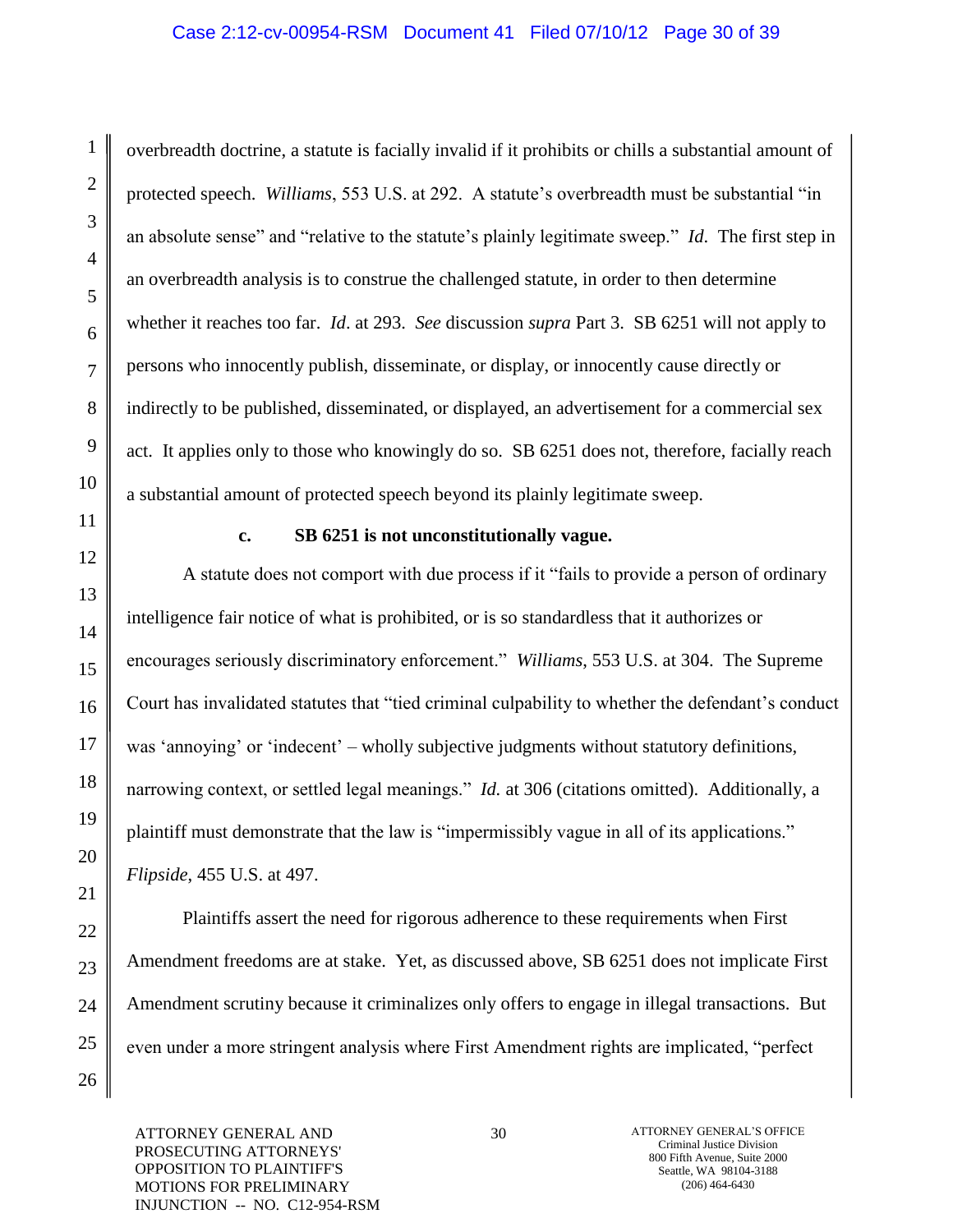overbreadth doctrine, a statute is facially invalid if it prohibits or chills a substantial amount of protected speech. *Williams*, 553 U.S. at 292. A statute's overbreadth must be substantial "in an absolute sense" and "relative to the statute's plainly legitimate sweep." *Id.* The first step in an overbreadth analysis is to construe the challenged statute, in order to then determine whether it reaches too far. *Id*. at 293. *See* discussion *supra* Part 3. SB 6251 will not apply to persons who innocently publish, disseminate, or display, or innocently cause directly or indirectly to be published, disseminated, or displayed, an advertisement for a commercial sex act. It applies only to those who knowingly do so. SB 6251 does not, therefore, facially reach a substantial amount of protected speech beyond its plainly legitimate sweep.

**c. SB 6251 is not unconstitutionally vague.**

A statute does not comport with due process if it "fails to provide a person of ordinary intelligence fair notice of what is prohibited, or is so standardless that it authorizes or encourages seriously discriminatory enforcement." *Williams*, 553 U.S. at 304. The Supreme Court has invalidated statutes that "tied criminal culpability to whether the defendant's conduct was 'annoying' or 'indecent' – wholly subjective judgments without statutory definitions, narrowing context, or settled legal meanings." *Id.* at 306 (citations omitted). Additionally, a plaintiff must demonstrate that the law is "impermissibly vague in all of its applications." *Flipside*, 455 U.S. at 497.

Plaintiffs assert the need for rigorous adherence to these requirements when First Amendment freedoms are at stake. Yet, as discussed above, SB 6251 does not implicate First Amendment scrutiny because it criminalizes only offers to engage in illegal transactions. But even under a more stringent analysis where First Amendment rights are implicated, "perfect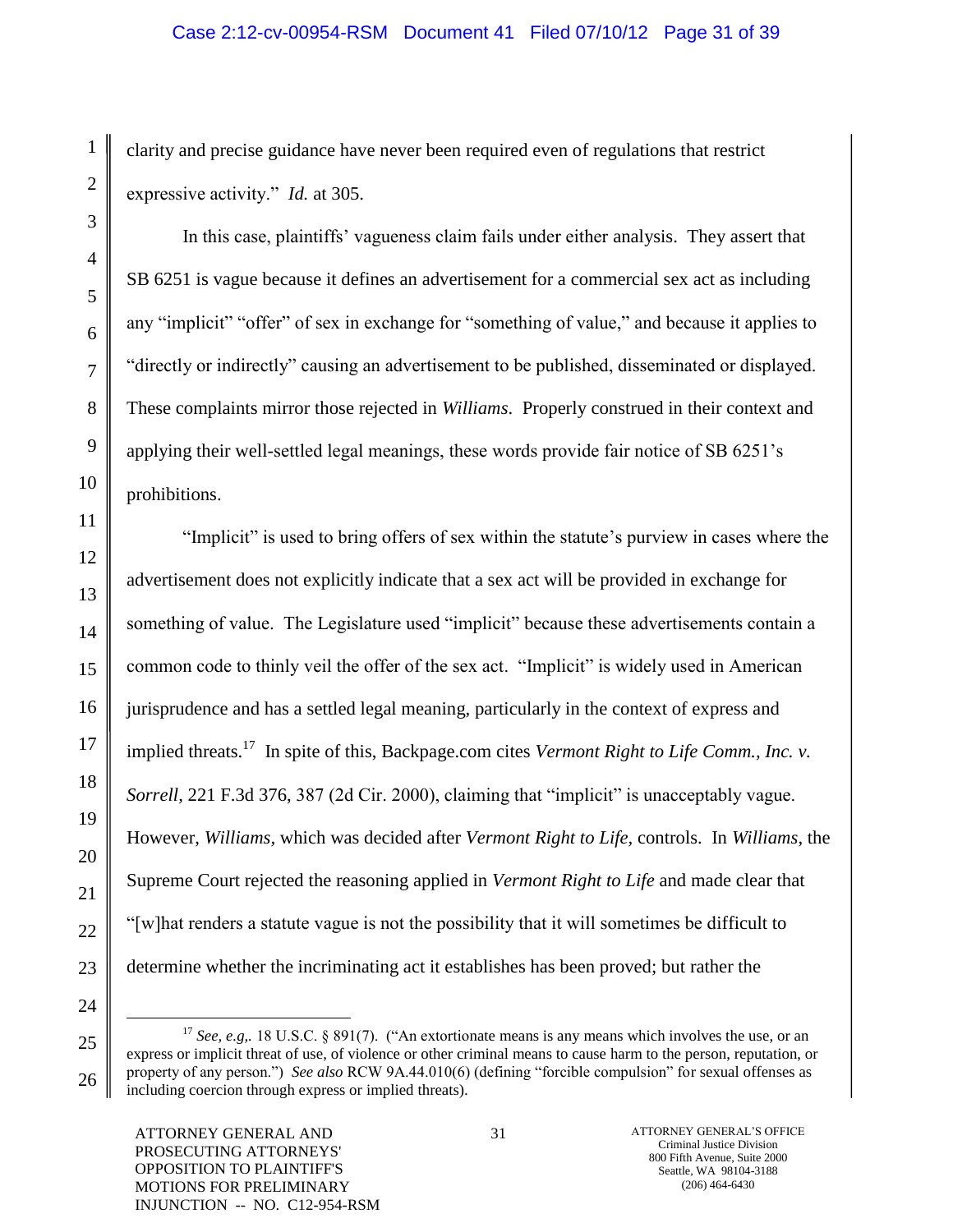clarity and precise guidance have never been required even of regulations that restrict expressive activity." *Id.* at 305.

In this case, plaintiffs' vagueness claim fails under either analysis. They assert that SB 6251 is vague because it defines an advertisement for a commercial sex act as including any "implicit" "offer" of sex in exchange for "something of value," and because it applies to "directly or indirectly" causing an advertisement to be published, disseminated or displayed. These complaints mirror those rejected in *Williams*. Properly construed in their context and applying their well-settled legal meanings, these words provide fair notice of SB 6251's prohibitions.

"Implicit" is used to bring offers of sex within the statute's purview in cases where the advertisement does not explicitly indicate that a sex act will be provided in exchange for something of value. The Legislature used "implicit" because these advertisements contain a common code to thinly veil the offer of the sex act. "Implicit" is widely used in American jurisprudence and has a settled legal meaning, particularly in the context of express and implied threats.[17] In spite of this, Backpage.com cites *Vermont Right to Life Comm., Inc. v. Sorrell,* 221 F.3d 376, 387 (2d Cir. 2000), claiming that "implicit" is unacceptably vague. However, *Williams,* which was decided after *Vermont Right to Life,* controls. In *Williams,* the Supreme Court rejected the reasoning applied in *Vermont Right to Life* and made clear that "[w]hat renders a statute vague is not the possibility that it will sometimes be difficult to determine whether the incriminating act it establishes has been proved; but rather the

[17] *See, e.g,.* 18 U.S.C. § 891(7). ("An extortionate means is any means which involves the use, or an express or implicit threat of use, of violence or other criminal means to cause harm to the person, reputation, or property of any person.") *See also* RCW 9A.44.010(6) (defining "forcible compulsion" for sexual offenses as including coercion through express or implied threats).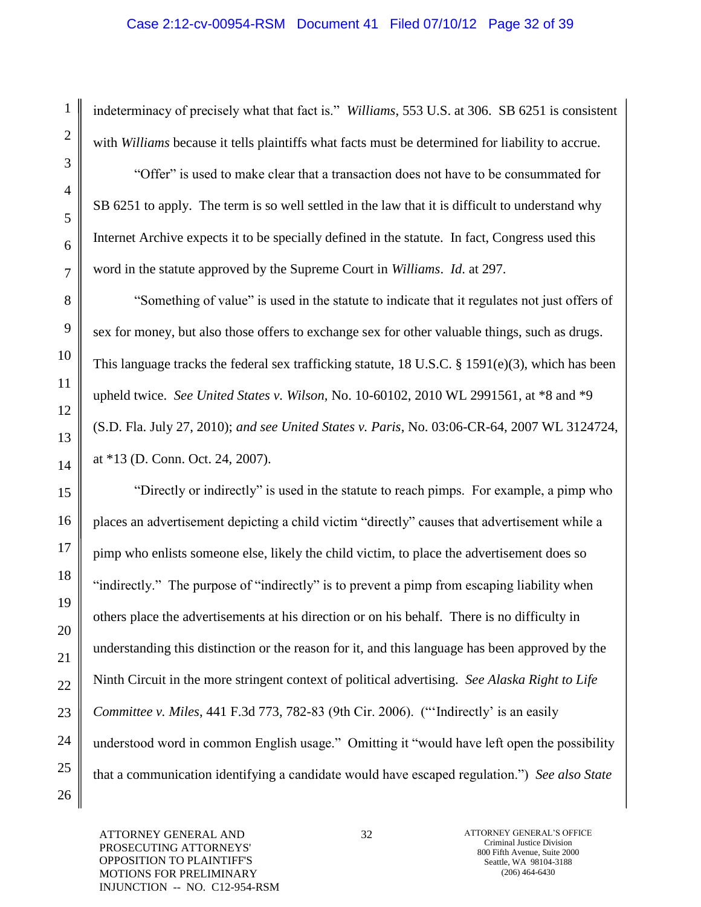indeterminacy of precisely what that fact is." *Williams*, 553 U.S. at 306. SB 6251 is consistent with *Williams* because it tells plaintiffs what facts must be determined for liability to accrue.

"Offer" is used to make clear that a transaction does not have to be consummated for SB 6251 to apply. The term is so well settled in the law that it is difficult to understand why Internet Archive expects it to be specially defined in the statute. In fact, Congress used this word in the statute approved by the Supreme Court in *Williams*. *Id*. at 297.

"Something of value" is used in the statute to indicate that it regulates not just offers of sex for money, but also those offers to exchange sex for other valuable things, such as drugs. This language tracks the federal sex trafficking statute, 18 U.S.C. § 1591(e)(3), which has been upheld twice. *See United States v. Wilson,* No. 10-60102, 2010 WL 2991561, at *8 and *9 (S.D. Fla. July 27, 2010); *and see United States v. Paris*, No. 03:06-CR-64, 2007 WL 3124724, at *13 (D. Conn. Oct. 24, 2007).

"Directly or indirectly" is used in the statute to reach pimps. For example, a pimp who places an advertisement depicting a child victim "directly" causes that advertisement while a pimp who enlists someone else, likely the child victim, to place the advertisement does so "indirectly." The purpose of "indirectly" is to prevent a pimp from escaping liability when others place the advertisements at his direction or on his behalf. There is no difficulty in understanding this distinction or the reason for it, and this language has been approved by the Ninth Circuit in the more stringent context of political advertising. *See Alaska Right to Life Committee v. Miles*, 441 F.3d 773, 782-83 (9th Cir. 2006). ("'Indirectly' is an easily understood word in common English usage." Omitting it "would have left open the possibility that a communication identifying a candidate would have escaped regulation.") *See also State*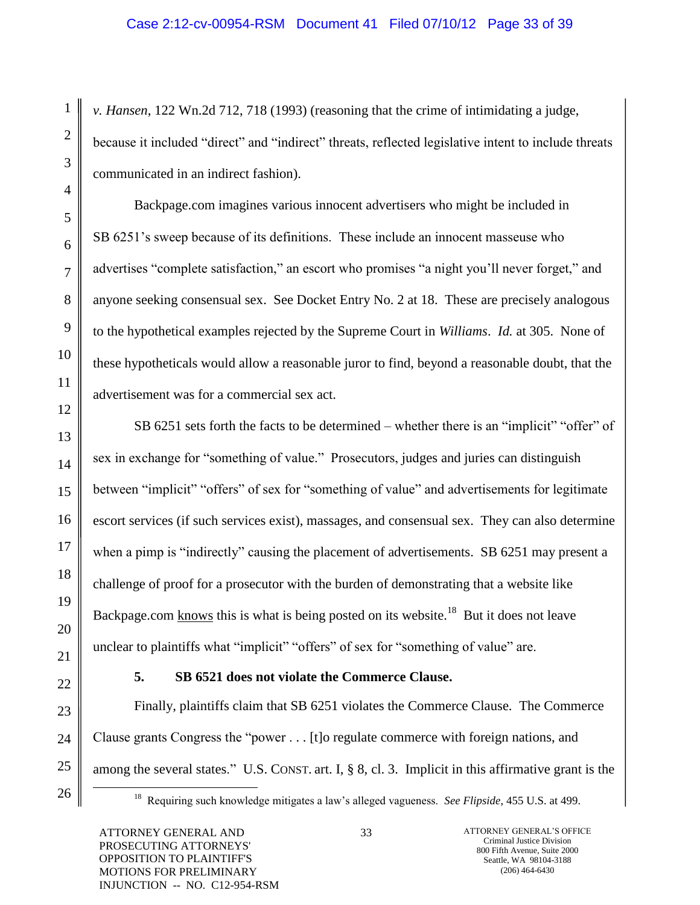*v. Hansen*, 122 Wn.2d 712, 718 (1993) (reasoning that the crime of intimidating a judge, because it included "direct" and "indirect" threats, reflected legislative intent to include threats communicated in an indirect fashion).

Backpage.com imagines various innocent advertisers who might be included in SB 6251's sweep because of its definitions. These include an innocent masseuse who advertises "complete satisfaction," an escort who promises "a night you'll never forget," and anyone seeking consensual sex. See Docket Entry No. 2 at 18. These are precisely analogous to the hypothetical examples rejected by the Supreme Court in *Williams*. *Id.* at 305. None of these hypotheticals would allow a reasonable juror to find, beyond a reasonable doubt, that the advertisement was for a commercial sex act.

SB 6251 sets forth the facts to be determined – whether there is an "implicit" "offer" of sex in exchange for "something of value." Prosecutors, judges and juries can distinguish between "implicit" "offers" of sex for "something of value" and advertisements for legitimate escort services (if such services exist), massages, and consensual sex. They can also determine when a pimp is "indirectly" causing the placement of advertisements. SB 6251 may present a challenge of proof for a prosecutor with the burden of demonstrating that a website like Backpage.com <u>knows</u> this is what is being posted on its website.[18] But it does not leave unclear to plaintiffs what "implicit" "offers" of sex for "something of value" are.

**5. SB 6521 does not violate the Commerce Clause.**

Finally, plaintiffs claim that SB 6251 violates the Commerce Clause. The Commerce Clause grants Congress the "power . . . [t]o regulate commerce with foreign nations, and among the several states." U.S. CONST. art. I, § 8, cl. 3. Implicit in this affirmative grant is the

---

[18] Requiring such knowledge mitigates a law's alleged vagueness. *See Flipside*, 455 U.S. at 499.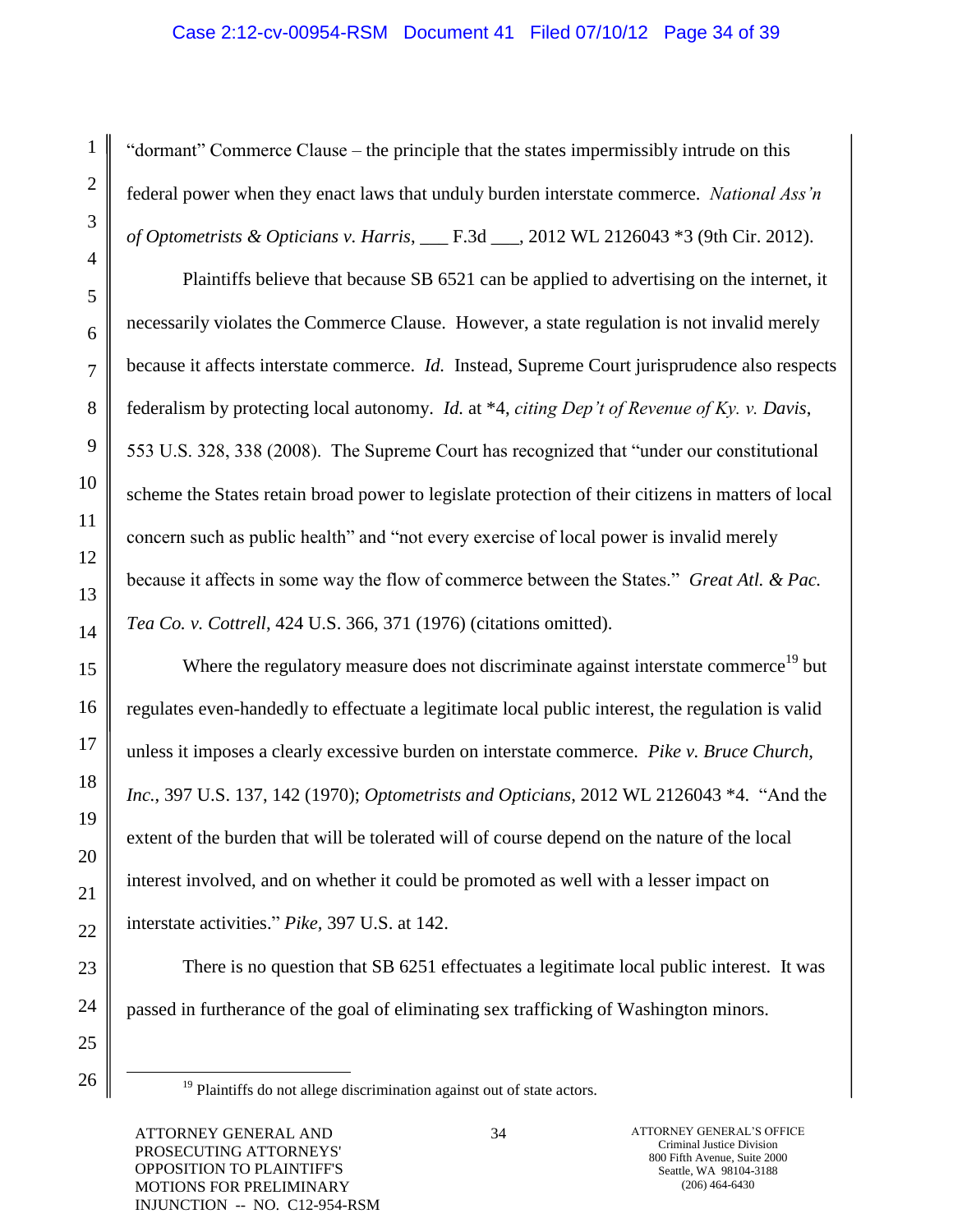"dormant" Commerce Clause – the principle that the states impermissibly intrude on this federal power when they enact laws that unduly burden interstate commerce. *National Ass'n of Optometrists & Opticians v. Harris*, ___ F.3d ___, 2012 WL 2126043 *3 (9th Cir. 2012).

Plaintiffs believe that because SB 6521 can be applied to advertising on the internet, it necessarily violates the Commerce Clause. However, a state regulation is not invalid merely because it affects interstate commerce. *Id.* Instead, Supreme Court jurisprudence also respects federalism by protecting local autonomy. *Id.* at *4, *citing Dep't of Revenue of Ky. v. Davis*, 553 U.S. 328, 338 (2008). The Supreme Court has recognized that "under our constitutional scheme the States retain broad power to legislate protection of their citizens in matters of local concern such as public health" and "not every exercise of local power is invalid merely because it affects in some way the flow of commerce between the States." *Great Atl. & Pac. Tea Co. v. Cottrell*, 424 U.S. 366, 371 (1976) (citations omitted).

Where the regulatory measure does not discriminate against interstate commerce[19] but regulates even-handedly to effectuate a legitimate local public interest, the regulation is valid unless it imposes a clearly excessive burden on interstate commerce. *Pike v. Bruce Church, Inc.*, 397 U.S. 137, 142 (1970); *Optometrists and Opticians*, 2012 WL 2126043 *4. "And the extent of the burden that will be tolerated will of course depend on the nature of the local interest involved, and on whether it could be promoted as well with a lesser impact on interstate activities." *Pike*, 397 U.S. at 142.

There is no question that SB 6251 effectuates a legitimate local public interest. It was passed in furtherance of the goal of eliminating sex trafficking of Washington minors.

---

[19] Plaintiffs do not allege discrimination against out of state actors.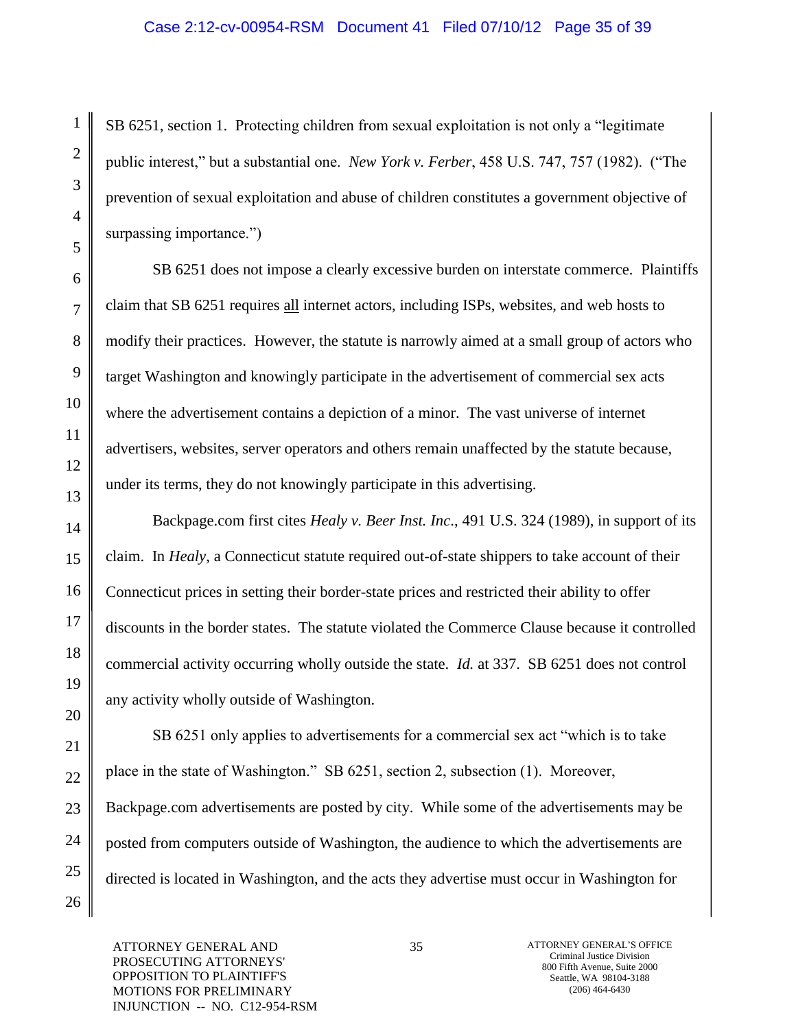SB 6251, section 1. Protecting children from sexual exploitation is not only a "legitimate public interest," but a substantial one. *New York v. Ferber*, 458 U.S. 747, 757 (1982). ("The prevention of sexual exploitation and abuse of children constitutes a government objective of surpassing importance.")

SB 6251 does not impose a clearly excessive burden on interstate commerce. Plaintiffs claim that SB 6251 requires <u>all</u> internet actors, including ISPs, websites, and web hosts to modify their practices. However, the statute is narrowly aimed at a small group of actors who target Washington and knowingly participate in the advertisement of commercial sex acts where the advertisement contains a depiction of a minor. The vast universe of internet advertisers, websites, server operators and others remain unaffected by the statute because, under its terms, they do not knowingly participate in this advertising.

Backpage.com first cites *Healy v. Beer Inst. Inc*., 491 U.S. 324 (1989), in support of its claim. In *Healy*, a Connecticut statute required out-of-state shippers to take account of their Connecticut prices in setting their border-state prices and restricted their ability to offer discounts in the border states. The statute violated the Commerce Clause because it controlled commercial activity occurring wholly outside the state. *Id.* at 337. SB 6251 does not control any activity wholly outside of Washington.

SB 6251 only applies to advertisements for a commercial sex act "which is to take place in the state of Washington." SB 6251, section 2, subsection (1). Moreover, Backpage.com advertisements are posted by city. While some of the advertisements may be posted from computers outside of Washington, the audience to which the advertisements are directed is located in Washington, and the acts they advertise must occur in Washington for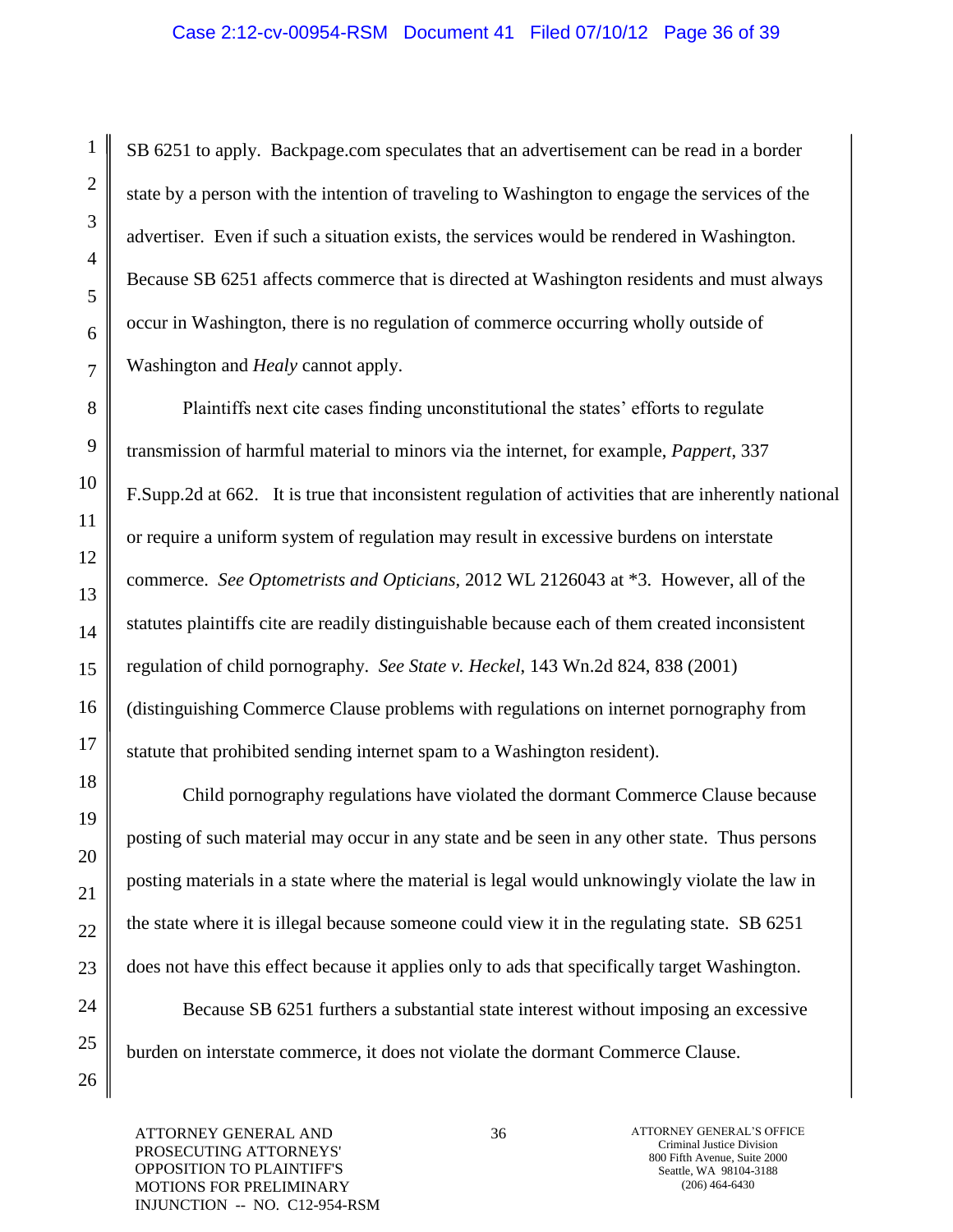SB 6251 to apply. Backpage.com speculates that an advertisement can be read in a border state by a person with the intention of traveling to Washington to engage the services of the advertiser. Even if such a situation exists, the services would be rendered in Washington. Because SB 6251 affects commerce that is directed at Washington residents and must always occur in Washington, there is no regulation of commerce occurring wholly outside of Washington and *Healy* cannot apply.

Plaintiffs next cite cases finding unconstitutional the states' efforts to regulate transmission of harmful material to minors via the internet, for example, *Pappert*, 337 F.Supp.2d at 662. It is true that inconsistent regulation of activities that are inherently national or require a uniform system of regulation may result in excessive burdens on interstate commerce. *See Optometrists and Opticians*, 2012 WL 2126043 at \*3. However, all of the statutes plaintiffs cite are readily distinguishable because each of them created inconsistent regulation of child pornography. *See State v. Heckel*, 143 Wn.2d 824, 838 (2001) (distinguishing Commerce Clause problems with regulations on internet pornography from statute that prohibited sending internet spam to a Washington resident).

Child pornography regulations have violated the dormant Commerce Clause because posting of such material may occur in any state and be seen in any other state. Thus persons posting materials in a state where the material is legal would unknowingly violate the law in the state where it is illegal because someone could view it in the regulating state. SB 6251 does not have this effect because it applies only to ads that specifically target Washington.

Because SB 6251 furthers a substantial state interest without imposing an excessive burden on interstate commerce, it does not violate the dormant Commerce Clause.

ATTORNEY GENERAL AND PROSECUTING ATTORNEYS' OPPOSITION TO PLAINTIFF'S MOTIONS FOR PRELIMINARY INJUNCTION -- NO. C12-954-RSM

ATTORNEY GENERAL'S OFFICE
Criminal Justice Division
800 Fifth Avenue, Suite 2000
Seattle, WA 98104-3188
(206) 464-6430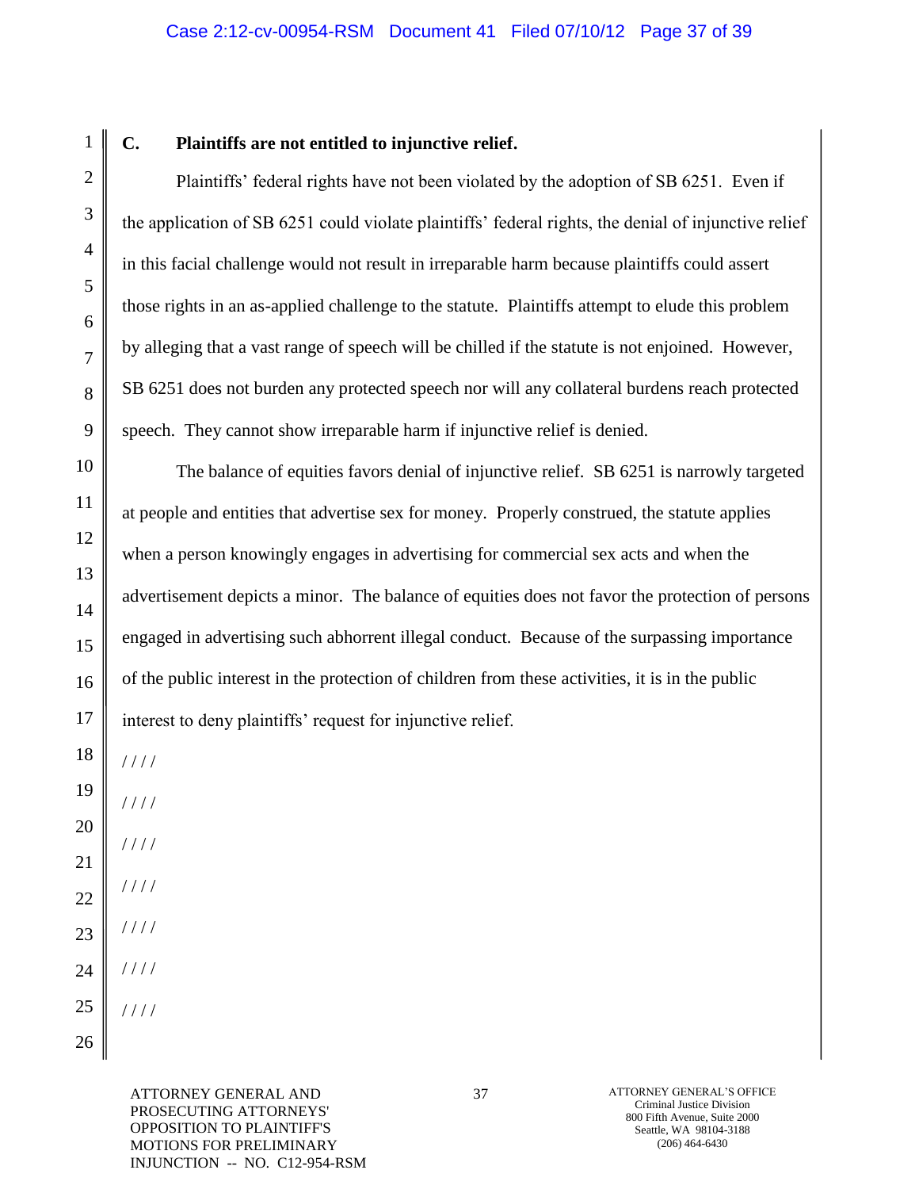### C. Plaintiffs are not entitled to injunctive relief.

Plaintiffs' federal rights have not been violated by the adoption of SB 6251. Even if the application of SB 6251 could violate plaintiffs' federal rights, the denial of injunctive relief in this facial challenge would not result in irreparable harm because plaintiffs could assert those rights in an as-applied challenge to the statute. Plaintiffs attempt to elude this problem by alleging that a vast range of speech will be chilled if the statute is not enjoined. However, SB 6251 does not burden any protected speech nor will any collateral burdens reach protected speech. They cannot show irreparable harm if injunctive relief is denied.

The balance of equities favors denial of injunctive relief. SB 6251 is narrowly targeted at people and entities that advertise sex for money. Properly construed, the statute applies when a person knowingly engages in advertising for commercial sex acts and when the advertisement depicts a minor. The balance of equities does not favor the protection of persons engaged in advertising such abhorrent illegal conduct. Because of the surpassing importance of the public interest in the protection of children from these activities, it is in the public interest to deny plaintiffs' request for injunctive relief.

////

////

////

////

////

////

////

ATTORNEY GENERAL AND PROSECUTING ATTORNEYS' OPPOSITION TO PLAINTIFF'S MOTIONS FOR PRELIMINARY INJUNCTION -- NO. C12-954-RSM

ATTORNEY GENERAL'S OFFICE
Criminal Justice Division
800 Fifth Avenue, Suite 2000
Seattle, WA 98104-3188
(206) 464-6430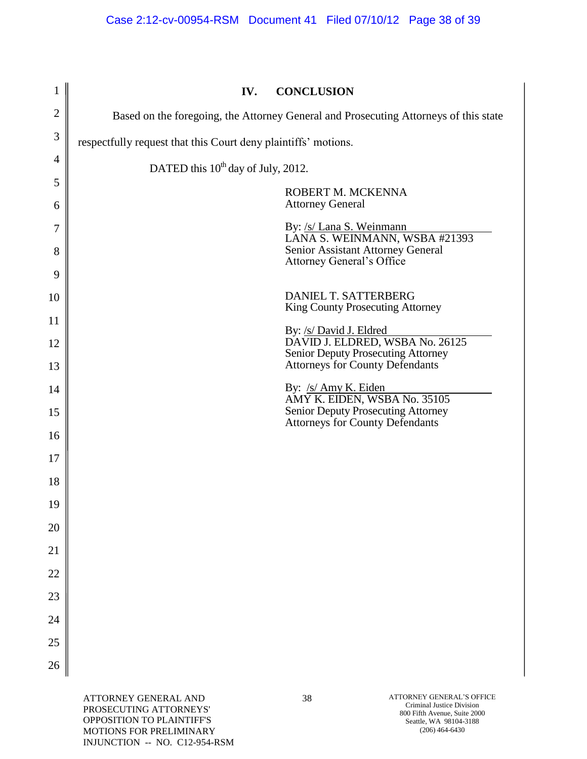## IV. CONCLUSION

Based on the foregoing, the Attorney General and Prosecuting Attorneys of this state respectfully request that this Court deny plaintiffs' motions.

DATED this 10th day of July, 2012.

ROBERT M. MCKENNA
Attorney General

By: /s/ Lana S. Weinmann
LANA S. WEINMANN, WSBA #21393
Senior Assistant Attorney General
Attorney General's Office

DANIEL T. SATTERBERG
King County Prosecuting Attorney

By: /s/ David J. Eldred
DAVID J. ELDRED, WSBA No. 26125
Senior Deputy Prosecuting Attorney
Attorneys for County Defendants

By: /s/ Amy K. Eiden
AMY K. EIDEN, WSBA No. 35105
Senior Deputy Prosecuting Attorney
Attorneys for County Defendants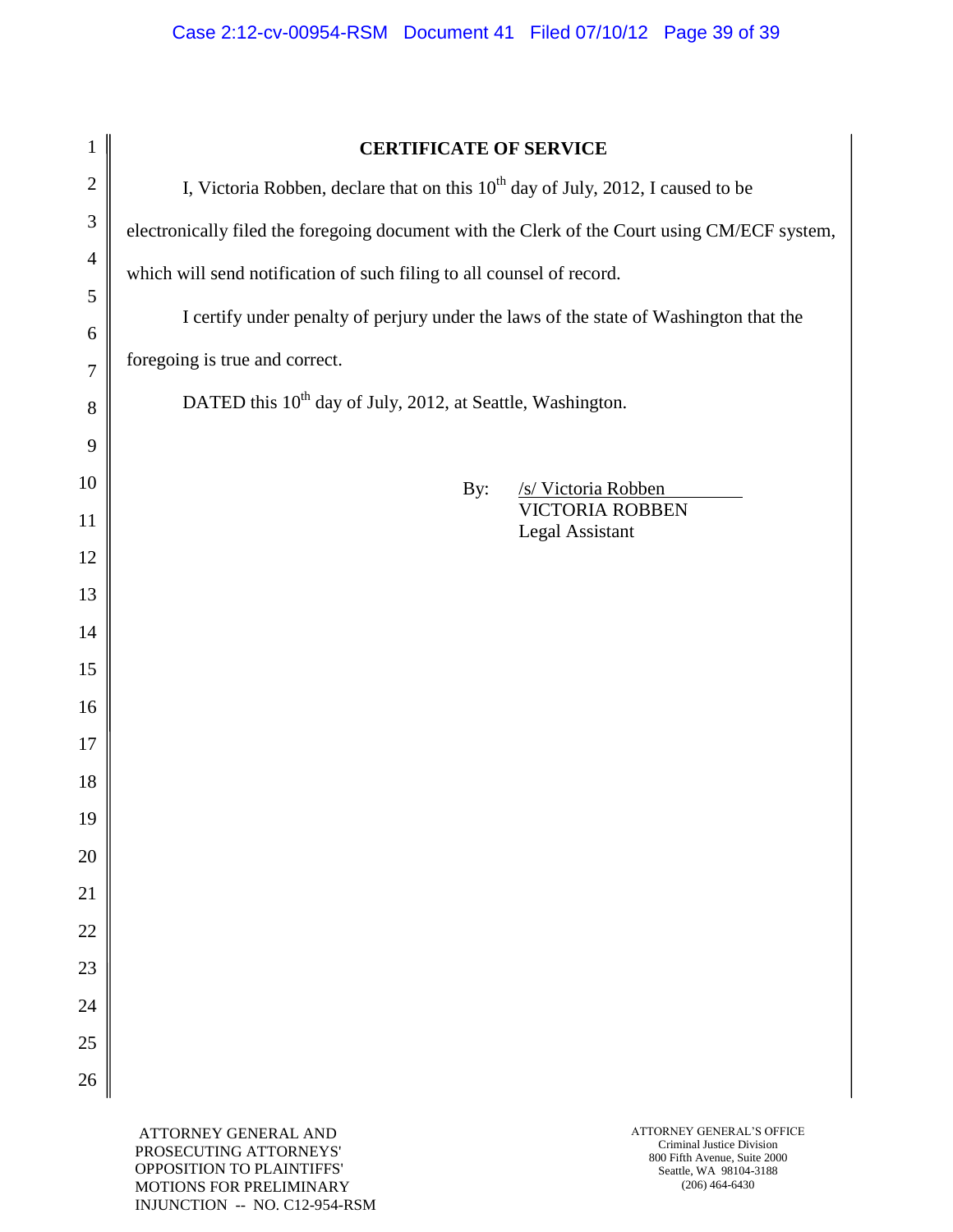**CERTIFICATE OF SERVICE**

I, Victoria Robben, declare that on this 10th day of July, 2012, I caused to be electronically filed the foregoing document with the Clerk of the Court using CM/ECF system, which will send notification of such filing to all counsel of record.

I certify under penalty of perjury under the laws of the state of Washington that the foregoing is true and correct.

DATED this 10th day of July, 2012, at Seattle, Washington.

By: /s/ Victoria Robben
VICTORIA ROBBEN
Legal Assistant

ATTORNEY GENERAL AND PROSECUTING ATTORNEYS' OPPOSITION TO PLAINTIFFS' MOTIONS FOR PRELIMINARY INJUNCTION -- NO. C12-954-RSM

ATTORNEY GENERAL'S OFFICE
Criminal Justice Division
800 Fifth Avenue, Suite 2000
Seattle, WA 98104-3188
(206) 464-6430